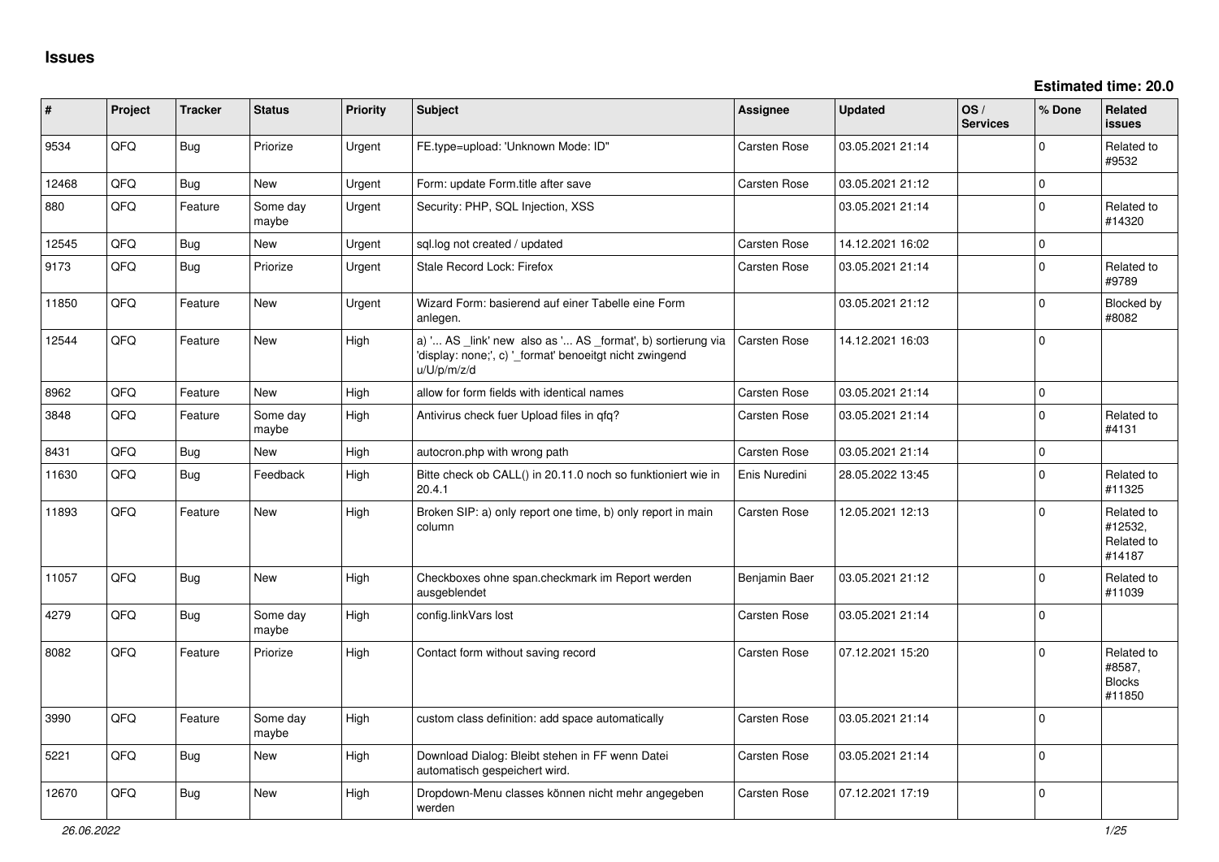# Issues

**Estimated time: 20.0**

| # | Project | Tracker | Status | Priority | Subject | Assignee | Updated | OS / Services | % Done | Related issues |
|---|---|---|---|---|---|---|---|---|---|---|
| 9534 | QFQ | Bug | Priorize | Urgent | FE.type=upload: 'Unknown Mode: ID" | Carsten Rose | 03.05.2021 21:14 | | 0 | Related to #9532 |
| 12468 | QFQ | Bug | New | Urgent | Form: update Form.title after save | Carsten Rose | 03.05.2021 21:12 | | 0 | |
| 880 | QFQ | Feature | Some day maybe | Urgent | Security: PHP, SQL Injection, XSS | | 03.05.2021 21:14 | | 0 | Related to #14320 |
| 12545 | QFQ | Bug | New | Urgent | sql.log not created / updated | Carsten Rose | 14.12.2021 16:02 | | 0 | |
| 9173 | QFQ | Bug | Priorize | Urgent | Stale Record Lock: Firefox | Carsten Rose | 03.05.2021 21:14 | | 0 | Related to #9789 |
| 11850 | QFQ | Feature | New | Urgent | Wizard Form: basierend auf einer Tabelle eine Form anlegen. | | 03.05.2021 21:12 | | 0 | Blocked by #8082 |
| 12544 | QFQ | Feature | New | High | a) '... AS _link' new also as '... AS _format', b) sortierung via 'display: none;', c) '_format' benoeitgt nicht zwingend u/U/p/m/z/d | Carsten Rose | 14.12.2021 16:03 | | 0 | |
| 8962 | QFQ | Feature | New | High | allow for form fields with identical names | Carsten Rose | 03.05.2021 21:14 | | 0 | |
| 3848 | QFQ | Feature | Some day maybe | High | Antivirus check fuer Upload files in qfq? | Carsten Rose | 03.05.2021 21:14 | | 0 | Related to #4131 |
| 8431 | QFQ | Bug | New | High | autocron.php with wrong path | Carsten Rose | 03.05.2021 21:14 | | 0 | |
| 11630 | QFQ | Bug | Feedback | High | Bitte check ob CALL() in 20.11.0 noch so funktioniert wie in 20.4.1 | Enis Nuredini | 28.05.2022 13:45 | | 0 | Related to #11325 |
| 11893 | QFQ | Feature | New | High | Broken SIP: a) only report one time, b) only report in main column | Carsten Rose | 12.05.2021 12:13 | | 0 | Related to #12532, Related to #14187 |
| 11057 | QFQ | Bug | New | High | Checkboxes ohne span.checkmark im Report werden ausgeblendet | Benjamin Baer | 03.05.2021 21:12 | | 0 | Related to #11039 |
| 4279 | QFQ | Bug | Some day maybe | High | config.linkVars lost | Carsten Rose | 03.05.2021 21:14 | | 0 | |
| 8082 | QFQ | Feature | Priorize | High | Contact form without saving record | Carsten Rose | 07.12.2021 15:20 | | 0 | Related to #8587, Blocks #11850 |
| 3990 | QFQ | Feature | Some day maybe | High | custom class definition: add space automatically | Carsten Rose | 03.05.2021 21:14 | | 0 | |
| 5221 | QFQ | Bug | New | High | Download Dialog: Bleibt stehen in FF wenn Datei automatisch gespeichert wird. | Carsten Rose | 03.05.2021 21:14 | | 0 | |
| 12670 | QFQ | Bug | New | High | Dropdown-Menu classes können nicht mehr angegeben werden | Carsten Rose | 07.12.2021 17:19 | | 0 | |

*26.06.2022*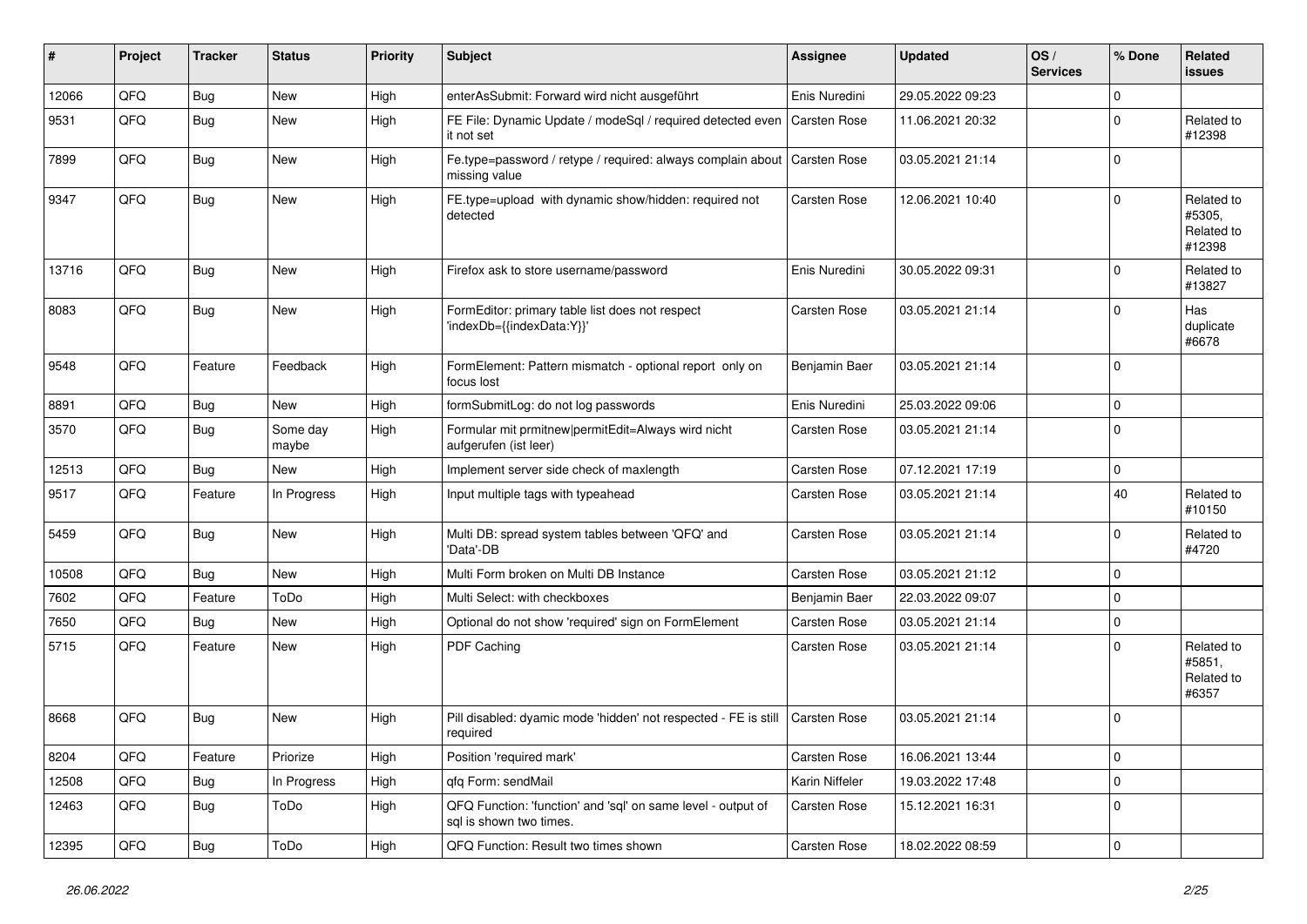| # | Project | Tracker | Status | Priority | Subject | Assignee | Updated | OS / Services | % Done | Related issues |
|---|---|---|---|---|---|---|---|---|---|---|
| 12066 | QFQ | Bug | New | High | enterAsSubmit: Forward wird nicht ausgeführt | Enis Nuredini | 29.05.2022 09:23 | | 0 | |
| 9531 | QFQ | Bug | New | High | FE File: Dynamic Update / modeSql / required detected even it not set | Carsten Rose | 11.06.2021 20:32 | | 0 | Related to #12398 |
| 7899 | QFQ | Bug | New | High | Fe.type=password / retype / required: always complain about missing value | Carsten Rose | 03.05.2021 21:14 | | 0 | |
| 9347 | QFQ | Bug | New | High | FE.type=upload with dynamic show/hidden: required not detected | Carsten Rose | 12.06.2021 10:40 | | 0 | Related to #5305, Related to #12398 |
| 13716 | QFQ | Bug | New | High | Firefox ask to store username/password | Enis Nuredini | 30.05.2022 09:31 | | 0 | Related to #13827 |
| 8083 | QFQ | Bug | New | High | FormEditor: primary table list does not respect 'indexDb={{indexData:Y}}' | Carsten Rose | 03.05.2021 21:14 | | 0 | Has duplicate #6678 |
| 9548 | QFQ | Feature | Feedback | High | FormElement: Pattern mismatch - optional report only on focus lost | Benjamin Baer | 03.05.2021 21:14 | | 0 | |
| 8891 | QFQ | Bug | New | High | formSubmitLog: do not log passwords | Enis Nuredini | 25.03.2022 09:06 | | 0 | |
| 3570 | QFQ | Bug | Some day maybe | High | Formular mit prmitnew\|permitEdit=Always wird nicht aufgerufen (ist leer) | Carsten Rose | 03.05.2021 21:14 | | 0 | |
| 12513 | QFQ | Bug | New | High | Implement server side check of maxlength | Carsten Rose | 07.12.2021 17:19 | | 0 | |
| 9517 | QFQ | Feature | In Progress | High | Input multiple tags with typeahead | Carsten Rose | 03.05.2021 21:14 | | 40 | Related to #10150 |
| 5459 | QFQ | Bug | New | High | Multi DB: spread system tables between 'QFQ' and 'Data'-DB | Carsten Rose | 03.05.2021 21:14 | | 0 | Related to #4720 |
| 10508 | QFQ | Bug | New | High | Multi Form broken on Multi DB Instance | Carsten Rose | 03.05.2021 21:12 | | 0 | |
| 7602 | QFQ | Feature | ToDo | High | Multi Select: with checkboxes | Benjamin Baer | 22.03.2022 09:07 | | 0 | |
| 7650 | QFQ | Bug | New | High | Optional do not show 'required' sign on FormElement | Carsten Rose | 03.05.2021 21:14 | | 0 | |
| 5715 | QFQ | Feature | New | High | PDF Caching | Carsten Rose | 03.05.2021 21:14 | | 0 | Related to #5851, Related to #6357 |
| 8668 | QFQ | Bug | New | High | Pill disabled: dyamic mode 'hidden' not respected - FE is still required | Carsten Rose | 03.05.2021 21:14 | | 0 | |
| 8204 | QFQ | Feature | Priorize | High | Position 'required mark' | Carsten Rose | 16.06.2021 13:44 | | 0 | |
| 12508 | QFQ | Bug | In Progress | High | qfq Form: sendMail | Karin Niffeler | 19.03.2022 17:48 | | 0 | |
| 12463 | QFQ | Bug | ToDo | High | QFQ Function: 'function' and 'sql' on same level - output of sql is shown two times. | Carsten Rose | 15.12.2021 16:31 | | 0 | |
| 12395 | QFQ | Bug | ToDo | High | QFQ Function: Result two times shown | Carsten Rose | 18.02.2022 08:59 | | 0 | |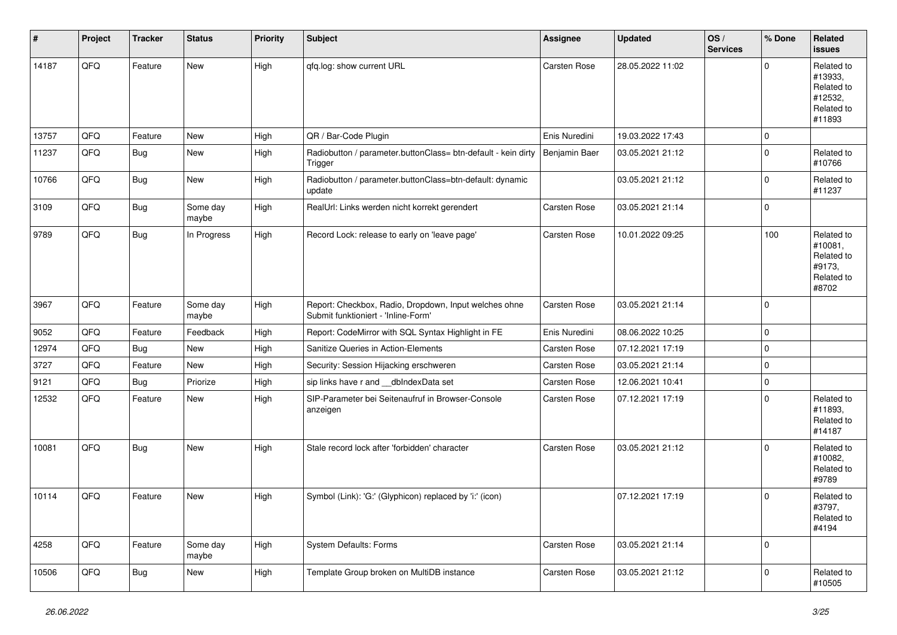| # | Project | Tracker | Status | Priority | Subject | Assignee | Updated | OS / Services | % Done | Related issues |
|---|---|---|---|---|---|---|---|---|---|---|
| 14187 | QFQ | Feature | New | High | qfq.log: show current URL | Carsten Rose | 28.05.2022 11:02 | | 0 | Related to #13933, Related to #12532, Related to #11893 |
| 13757 | QFQ | Feature | New | High | QR / Bar-Code Plugin | Enis Nuredini | 19.03.2022 17:43 | | 0 | |
| 11237 | QFQ | Bug | New | High | Radiobutton / parameter.buttonClass= btn-default - kein dirty Trigger | Benjamin Baer | 03.05.2021 21:12 | | 0 | Related to #10766 |
| 10766 | QFQ | Bug | New | High | Radiobutton / parameter.buttonClass=btn-default: dynamic update | | 03.05.2021 21:12 | | 0 | Related to #11237 |
| 3109 | QFQ | Bug | Some day maybe | High | RealUrl: Links werden nicht korrekt gerendert | Carsten Rose | 03.05.2021 21:14 | | 0 | |
| 9789 | QFQ | Bug | In Progress | High | Record Lock: release to early on 'leave page' | Carsten Rose | 10.01.2022 09:25 | | 100 | Related to #10081, Related to #9173, Related to #8702 |
| 3967 | QFQ | Feature | Some day maybe | High | Report: Checkbox, Radio, Dropdown, Input welches ohne Submit funktioniert - 'Inline-Form' | Carsten Rose | 03.05.2021 21:14 | | 0 | |
| 9052 | QFQ | Feature | Feedback | High | Report: CodeMirror with SQL Syntax Highlight in FE | Enis Nuredini | 08.06.2022 10:25 | | 0 | |
| 12974 | QFQ | Bug | New | High | Sanitize Queries in Action-Elements | Carsten Rose | 07.12.2021 17:19 | | 0 | |
| 3727 | QFQ | Feature | New | High | Security: Session Hijacking erschweren | Carsten Rose | 03.05.2021 21:14 | | 0 | |
| 9121 | QFQ | Bug | Priorize | High | sip links have r and __dbIndexData set | Carsten Rose | 12.06.2021 10:41 | | 0 | |
| 12532 | QFQ | Feature | New | High | SIP-Parameter bei Seitenaufruf in Browser-Console anzeigen | Carsten Rose | 07.12.2021 17:19 | | 0 | Related to #11893, Related to #14187 |
| 10081 | QFQ | Bug | New | High | Stale record lock after 'forbidden' character | Carsten Rose | 03.05.2021 21:12 | | 0 | Related to #10082, Related to #9789 |
| 10114 | QFQ | Feature | New | High | Symbol (Link): 'G:' (Glyphicon) replaced by 'i:' (icon) | | 07.12.2021 17:19 | | 0 | Related to #3797, Related to #4194 |
| 4258 | QFQ | Feature | Some day maybe | High | System Defaults: Forms | Carsten Rose | 03.05.2021 21:14 | | 0 | |
| 10506 | QFQ | Bug | New | High | Template Group broken on MultiDB instance | Carsten Rose | 03.05.2021 21:12 | | 0 | Related to #10505 |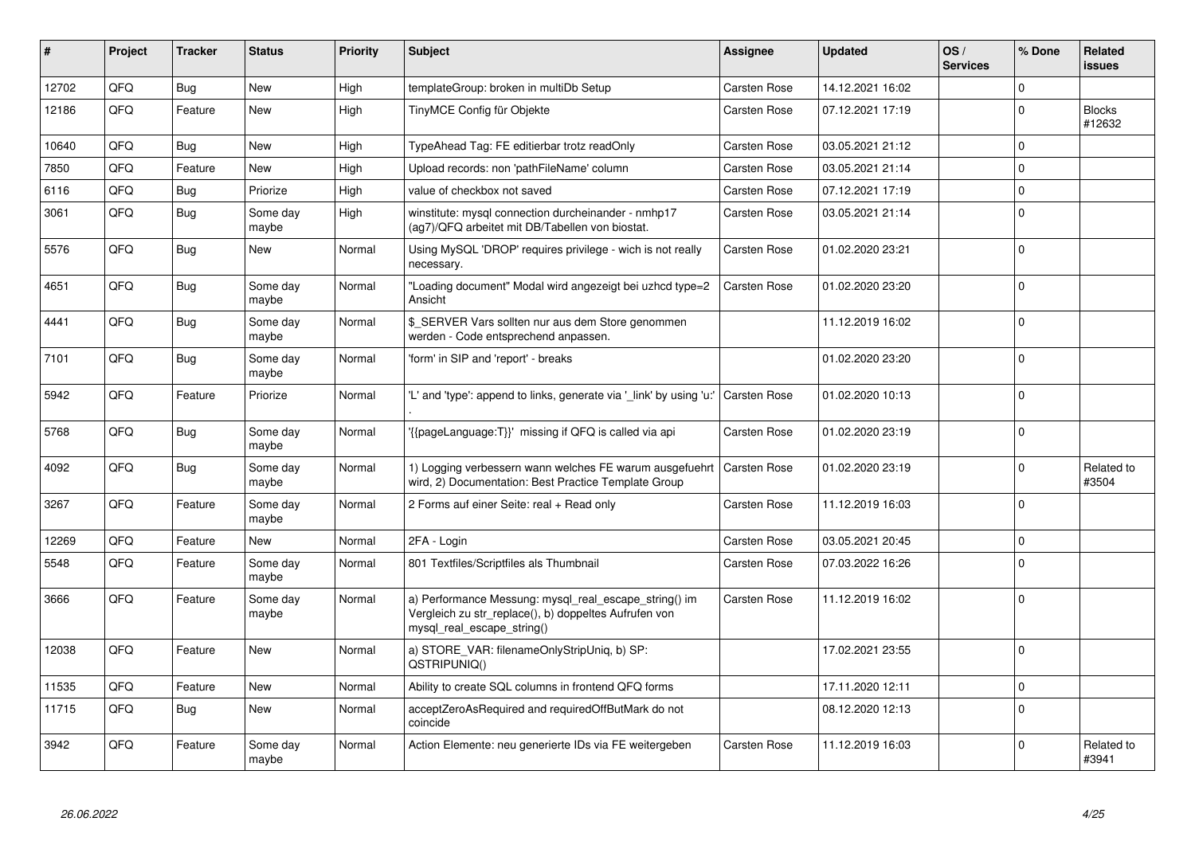| # | Project | Tracker | Status | Priority | Subject | Assignee | Updated | OS / Services | % Done | Related issues |
|---|---|---|---|---|---|---|---|---|---|---|
| 12702 | QFQ | Bug | New | High | templateGroup: broken in multiDb Setup | Carsten Rose | 14.12.2021 16:02 | | 0 | |
| 12186 | QFQ | Feature | New | High | TinyMCE Config für Objekte | Carsten Rose | 07.12.2021 17:19 | | 0 | Blocks #12632 |
| 10640 | QFQ | Bug | New | High | TypeAhead Tag: FE editierbar trotz readOnly | Carsten Rose | 03.05.2021 21:12 | | 0 | |
| 7850 | QFQ | Feature | New | High | Upload records: non 'pathFileName' column | Carsten Rose | 03.05.2021 21:14 | | 0 | |
| 6116 | QFQ | Bug | Priorize | High | value of checkbox not saved | Carsten Rose | 07.12.2021 17:19 | | 0 | |
| 3061 | QFQ | Bug | Some day maybe | High | winstitute: mysql connection durcheinander - nmhp17 (ag7)/QFQ arbeitet mit DB/Tabellen von biostat. | Carsten Rose | 03.05.2021 21:14 | | 0 | |
| 5576 | QFQ | Bug | New | Normal | Using MySQL 'DROP' requires privilege - wich is not really necessary. | Carsten Rose | 01.02.2020 23:21 | | 0 | |
| 4651 | QFQ | Bug | Some day maybe | Normal | "Loading document" Modal wird angezeigt bei uzhcd type=2 Ansicht | Carsten Rose | 01.02.2020 23:20 | | 0 | |
| 4441 | QFQ | Bug | Some day maybe | Normal | $_SERVER Vars sollten nur aus dem Store genommen werden - Code entsprechend anpassen. | | 11.12.2019 16:02 | | 0 | |
| 7101 | QFQ | Bug | Some day maybe | Normal | 'form' in SIP and 'report' - breaks | | 01.02.2020 23:20 | | 0 | |
| 5942 | QFQ | Feature | Priorize | Normal | 'L' and 'type': append to links, generate via '_link' by using 'u:' . | Carsten Rose | 01.02.2020 10:13 | | 0 | |
| 5768 | QFQ | Bug | Some day maybe | Normal | '{{pageLanguage:T}}' missing if QFQ is called via api | Carsten Rose | 01.02.2020 23:19 | | 0 | |
| 4092 | QFQ | Bug | Some day maybe | Normal | 1) Logging verbessern wann welches FE warum ausgefuehrt wird, 2) Documentation: Best Practice Template Group | Carsten Rose | 01.02.2020 23:19 | | 0 | Related to #3504 |
| 3267 | QFQ | Feature | Some day maybe | Normal | 2 Forms auf einer Seite: real + Read only | Carsten Rose | 11.12.2019 16:03 | | 0 | |
| 12269 | QFQ | Feature | New | Normal | 2FA - Login | Carsten Rose | 03.05.2021 20:45 | | 0 | |
| 5548 | QFQ | Feature | Some day maybe | Normal | 801 Textfiles/Scriptfiles als Thumbnail | Carsten Rose | 07.03.2022 16:26 | | 0 | |
| 3666 | QFQ | Feature | Some day maybe | Normal | a) Performance Messung: mysql_real_escape_string() im Vergleich zu str_replace(), b) doppeltes Aufrufen von mysql_real_escape_string() | Carsten Rose | 11.12.2019 16:02 | | 0 | |
| 12038 | QFQ | Feature | New | Normal | a) STORE_VAR: filenameOnlyStripUniq, b) SP: QSTRIPUNIQ() | | 17.02.2021 23:55 | | 0 | |
| 11535 | QFQ | Feature | New | Normal | Ability to create SQL columns in frontend QFQ forms | | 17.11.2020 12:11 | | 0 | |
| 11715 | QFQ | Bug | New | Normal | acceptZeroAsRequired and requiredOffButMark do not coincide | | 08.12.2020 12:13 | | 0 | |
| 3942 | QFQ | Feature | Some day maybe | Normal | Action Elemente: neu generierte IDs via FE weitergeben | Carsten Rose | 11.12.2019 16:03 | | 0 | Related to #3941 |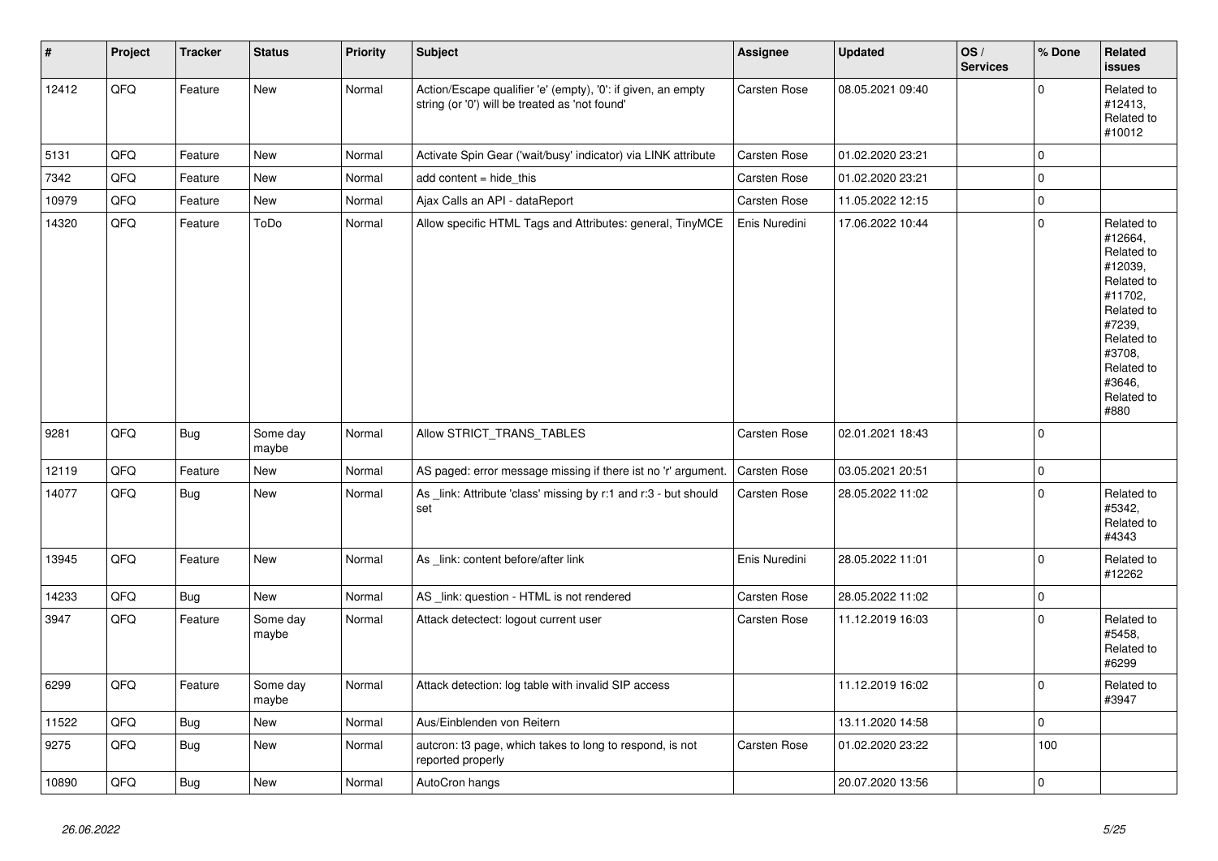| # | Project | Tracker | Status | Priority | Subject | Assignee | Updated | OS / Services | % Done | Related issues |
|---|---|---|---|---|---|---|---|---|---|---|
| 12412 | QFQ | Feature | New | Normal | Action/Escape qualifier 'e' (empty), '0': if given, an empty string (or '0') will be treated as 'not found' | Carsten Rose | 08.05.2021 09:40 | | 0 | Related to #12413, Related to #10012 |
| 5131 | QFQ | Feature | New | Normal | Activate Spin Gear ('wait/busy' indicator) via LINK attribute | Carsten Rose | 01.02.2020 23:21 | | 0 | |
| 7342 | QFQ | Feature | New | Normal | add content = hide_this | Carsten Rose | 01.02.2020 23:21 | | 0 | |
| 10979 | QFQ | Feature | New | Normal | Ajax Calls an API - dataReport | Carsten Rose | 11.05.2022 12:15 | | 0 | |
| 14320 | QFQ | Feature | ToDo | Normal | Allow specific HTML Tags and Attributes: general, TinyMCE | Enis Nuredini | 17.06.2022 10:44 | | 0 | Related to #12664, Related to #12039, Related to #11702, Related to #7239, Related to #3708, Related to #3646, Related to #880 |
| 9281 | QFQ | Bug | Some day maybe | Normal | Allow STRICT_TRANS_TABLES | Carsten Rose | 02.01.2021 18:43 | | 0 | |
| 12119 | QFQ | Feature | New | Normal | AS paged: error message missing if there ist no 'r' argument. | Carsten Rose | 03.05.2021 20:51 | | 0 | |
| 14077 | QFQ | Bug | New | Normal | As _link: Attribute 'class' missing by r:1 and r:3 - but should set | Carsten Rose | 28.05.2022 11:02 | | 0 | Related to #5342, Related to #4343 |
| 13945 | QFQ | Feature | New | Normal | As _link: content before/after link | Enis Nuredini | 28.05.2022 11:01 | | 0 | Related to #12262 |
| 14233 | QFQ | Bug | New | Normal | AS _link: question - HTML is not rendered | Carsten Rose | 28.05.2022 11:02 | | 0 | |
| 3947 | QFQ | Feature | Some day maybe | Normal | Attack detectect: logout current user | Carsten Rose | 11.12.2019 16:03 | | 0 | Related to #5458, Related to #6299 |
| 6299 | QFQ | Feature | Some day maybe | Normal | Attack detection: log table with invalid SIP access | | 11.12.2019 16:02 | | 0 | Related to #3947 |
| 11522 | QFQ | Bug | New | Normal | Aus/Einblenden von Reitern | | 13.11.2020 14:58 | | 0 | |
| 9275 | QFQ | Bug | New | Normal | autcron: t3 page, which takes to long to respond, is not reported properly | Carsten Rose | 01.02.2020 23:22 | | 100 | |
| 10890 | QFQ | Bug | New | Normal | AutoCron hangs | | 20.07.2020 13:56 | | 0 | |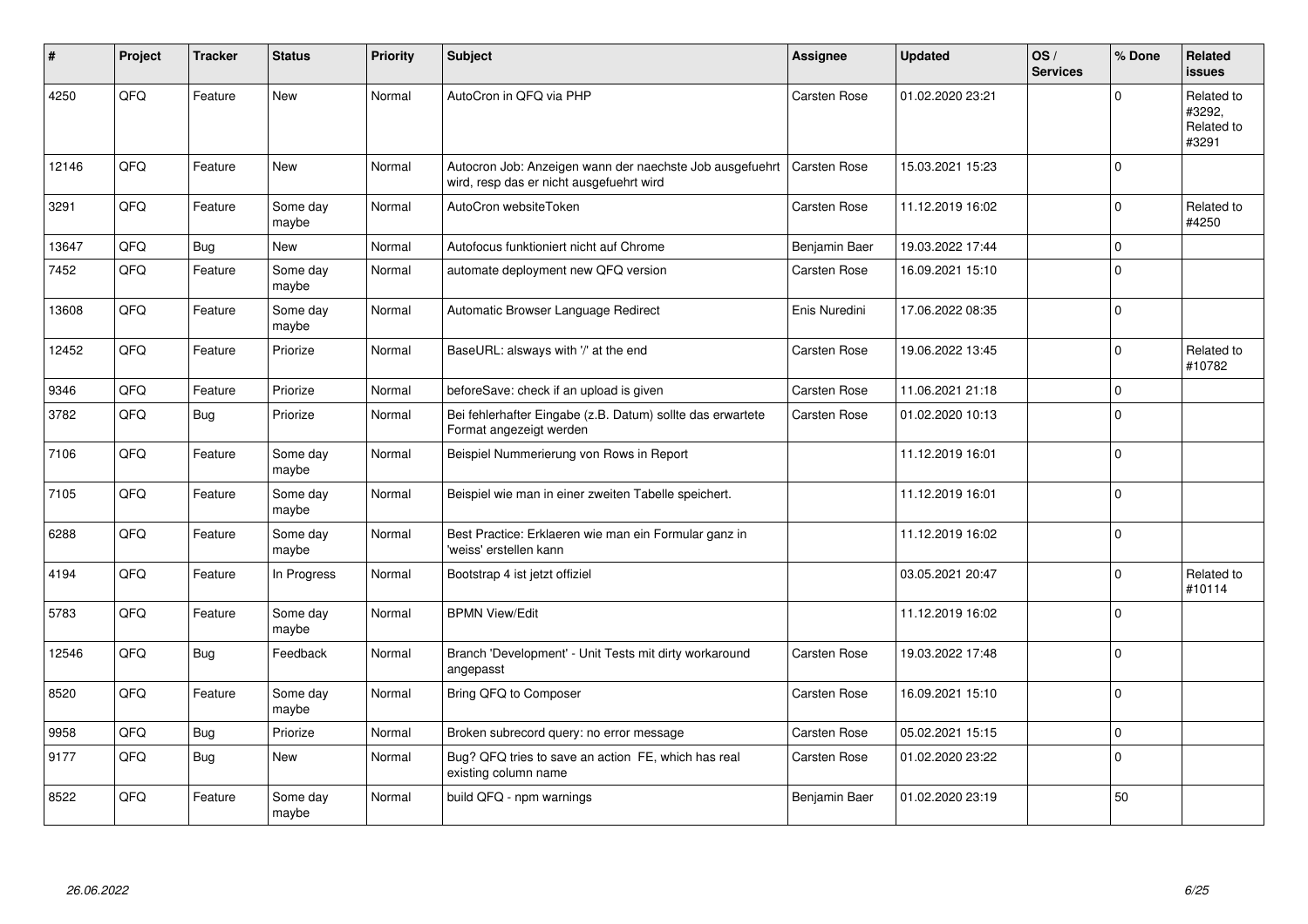| # | Project | Tracker | Status | Priority | Subject | Assignee | Updated | OS / Services | % Done | Related issues |
|---|---|---|---|---|---|---|---|---|---|---|
| 4250 | QFQ | Feature | New | Normal | AutoCron in QFQ via PHP | Carsten Rose | 01.02.2020 23:21 | | 0 | Related to #3292, Related to #3291 |
| 12146 | QFQ | Feature | New | Normal | Autocron Job: Anzeigen wann der naechste Job ausgefuehrt wird, resp das er nicht ausgefuehrt wird | Carsten Rose | 15.03.2021 15:23 | | 0 | |
| 3291 | QFQ | Feature | Some day maybe | Normal | AutoCron websiteToken | Carsten Rose | 11.12.2019 16:02 | | 0 | Related to #4250 |
| 13647 | QFQ | Bug | New | Normal | Autofocus funktioniert nicht auf Chrome | Benjamin Baer | 19.03.2022 17:44 | | 0 | |
| 7452 | QFQ | Feature | Some day maybe | Normal | automate deployment new QFQ version | Carsten Rose | 16.09.2021 15:10 | | 0 | |
| 13608 | QFQ | Feature | Some day maybe | Normal | Automatic Browser Language Redirect | Enis Nuredini | 17.06.2022 08:35 | | 0 | |
| 12452 | QFQ | Feature | Priorize | Normal | BaseURL: alsways with '/' at the end | Carsten Rose | 19.06.2022 13:45 | | 0 | Related to #10782 |
| 9346 | QFQ | Feature | Priorize | Normal | beforeSave: check if an upload is given | Carsten Rose | 11.06.2021 21:18 | | 0 | |
| 3782 | QFQ | Bug | Priorize | Normal | Bei fehlerhafter Eingabe (z.B. Datum) sollte das erwartete Format angezeigt werden | Carsten Rose | 01.02.2020 10:13 | | 0 | |
| 7106 | QFQ | Feature | Some day maybe | Normal | Beispiel Nummerierung von Rows in Report | | 11.12.2019 16:01 | | 0 | |
| 7105 | QFQ | Feature | Some day maybe | Normal | Beispiel wie man in einer zweiten Tabelle speichert. | | 11.12.2019 16:01 | | 0 | |
| 6288 | QFQ | Feature | Some day maybe | Normal | Best Practice: Erklaeren wie man ein Formular ganz in 'weiss' erstellen kann | | 11.12.2019 16:02 | | 0 | |
| 4194 | QFQ | Feature | In Progress | Normal | Bootstrap 4 ist jetzt offiziel | | 03.05.2021 20:47 | | 0 | Related to #10114 |
| 5783 | QFQ | Feature | Some day maybe | Normal | BPMN View/Edit | | 11.12.2019 16:02 | | 0 | |
| 12546 | QFQ | Bug | Feedback | Normal | Branch 'Development' - Unit Tests mit dirty workaround angepasst | Carsten Rose | 19.03.2022 17:48 | | 0 | |
| 8520 | QFQ | Feature | Some day maybe | Normal | Bring QFQ to Composer | Carsten Rose | 16.09.2021 15:10 | | 0 | |
| 9958 | QFQ | Bug | Priorize | Normal | Broken subrecord query: no error message | Carsten Rose | 05.02.2021 15:15 | | 0 | |
| 9177 | QFQ | Bug | New | Normal | Bug? QFQ tries to save an action FE, which has real existing column name | Carsten Rose | 01.02.2020 23:22 | | 0 | |
| 8522 | QFQ | Feature | Some day maybe | Normal | build QFQ - npm warnings | Benjamin Baer | 01.02.2020 23:19 | | 50 | |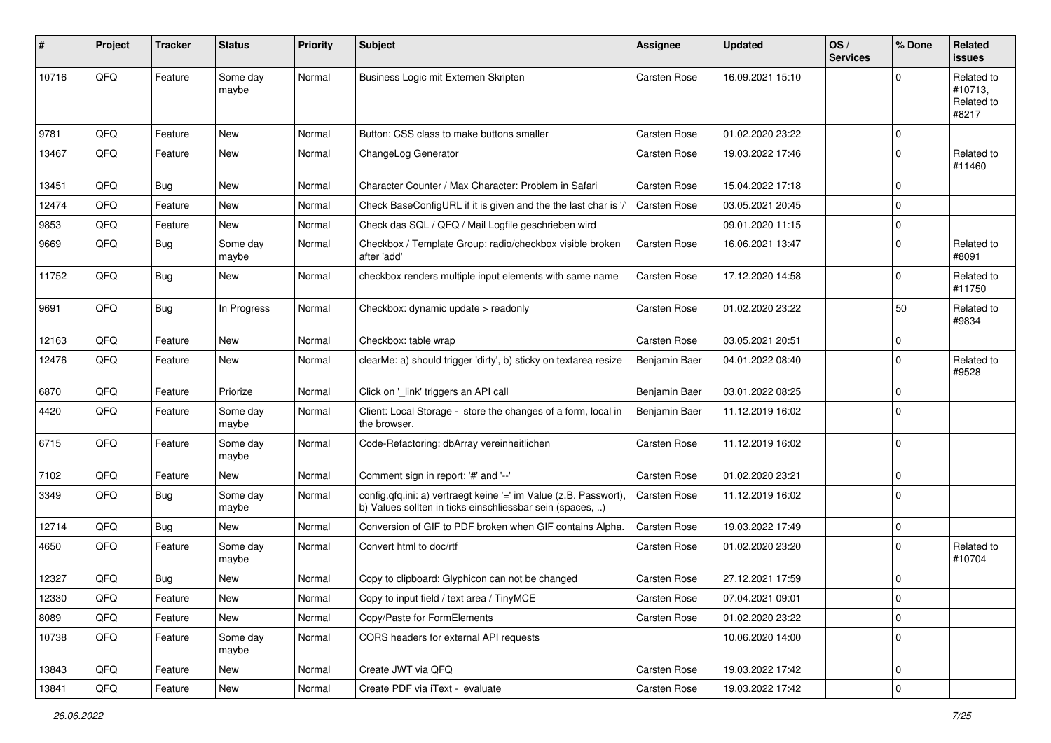| # | Project | Tracker | Status | Priority | Subject | Assignee | Updated | OS / Services | % Done | Related issues |
|---|---|---|---|---|---|---|---|---|---|---|
| 10716 | QFQ | Feature | Some day maybe | Normal | Business Logic mit Externen Skripten | Carsten Rose | 16.09.2021 15:10 | | 0 | Related to #10713, Related to #8217 |
| 9781 | QFQ | Feature | New | Normal | Button: CSS class to make buttons smaller | Carsten Rose | 01.02.2020 23:22 | | 0 | |
| 13467 | QFQ | Feature | New | Normal | ChangeLog Generator | Carsten Rose | 19.03.2022 17:46 | | 0 | Related to #11460 |
| 13451 | QFQ | Bug | New | Normal | Character Counter / Max Character: Problem in Safari | Carsten Rose | 15.04.2022 17:18 | | 0 | |
| 12474 | QFQ | Feature | New | Normal | Check BaseConfigURL if it is given and the the last char is '/' | Carsten Rose | 03.05.2021 20:45 | | 0 | |
| 9853 | QFQ | Feature | New | Normal | Check das SQL / QFQ / Mail Logfile geschrieben wird | | 09.01.2020 11:15 | | 0 | |
| 9669 | QFQ | Bug | Some day maybe | Normal | Checkbox / Template Group: radio/checkbox visible broken after 'add' | Carsten Rose | 16.06.2021 13:47 | | 0 | Related to #8091 |
| 11752 | QFQ | Bug | New | Normal | checkbox renders multiple input elements with same name | Carsten Rose | 17.12.2020 14:58 | | 0 | Related to #11750 |
| 9691 | QFQ | Bug | In Progress | Normal | Checkbox: dynamic update > readonly | Carsten Rose | 01.02.2020 23:22 | | 50 | Related to #9834 |
| 12163 | QFQ | Feature | New | Normal | Checkbox: table wrap | Carsten Rose | 03.05.2021 20:51 | | 0 | |
| 12476 | QFQ | Feature | New | Normal | clearMe: a) should trigger 'dirty', b) sticky on textarea resize | Benjamin Baer | 04.01.2022 08:40 | | 0 | Related to #9528 |
| 6870 | QFQ | Feature | Priorize | Normal | Click on '_link' triggers an API call | Benjamin Baer | 03.01.2022 08:25 | | 0 | |
| 4420 | QFQ | Feature | Some day maybe | Normal | Client: Local Storage - store the changes of a form, local in the browser. | Benjamin Baer | 11.12.2019 16:02 | | 0 | |
| 6715 | QFQ | Feature | Some day maybe | Normal | Code-Refactoring: dbArray vereinheitlichen | Carsten Rose | 11.12.2019 16:02 | | 0 | |
| 7102 | QFQ | Feature | New | Normal | Comment sign in report: '#' and '--' | Carsten Rose | 01.02.2020 23:21 | | 0 | |
| 3349 | QFQ | Bug | Some day maybe | Normal | config.qfq.ini: a) vertraegt keine '=' im Value (z.B. Passwort), b) Values sollten in ticks einschliessbar sein (spaces, ..) | Carsten Rose | 11.12.2019 16:02 | | 0 | |
| 12714 | QFQ | Bug | New | Normal | Conversion of GIF to PDF broken when GIF contains Alpha. | Carsten Rose | 19.03.2022 17:49 | | 0 | |
| 4650 | QFQ | Feature | Some day maybe | Normal | Convert html to doc/rtf | Carsten Rose | 01.02.2020 23:20 | | 0 | Related to #10704 |
| 12327 | QFQ | Bug | New | Normal | Copy to clipboard: Glyphicon can not be changed | Carsten Rose | 27.12.2021 17:59 | | 0 | |
| 12330 | QFQ | Feature | New | Normal | Copy to input field / text area / TinyMCE | Carsten Rose | 07.04.2021 09:01 | | 0 | |
| 8089 | QFQ | Feature | New | Normal | Copy/Paste for FormElements | Carsten Rose | 01.02.2020 23:22 | | 0 | |
| 10738 | QFQ | Feature | Some day maybe | Normal | CORS headers for external API requests | | 10.06.2020 14:00 | | 0 | |
| 13843 | QFQ | Feature | New | Normal | Create JWT via QFQ | Carsten Rose | 19.03.2022 17:42 | | 0 | |
| 13841 | QFQ | Feature | New | Normal | Create PDF via iText - evaluate | Carsten Rose | 19.03.2022 17:42 | | 0 | |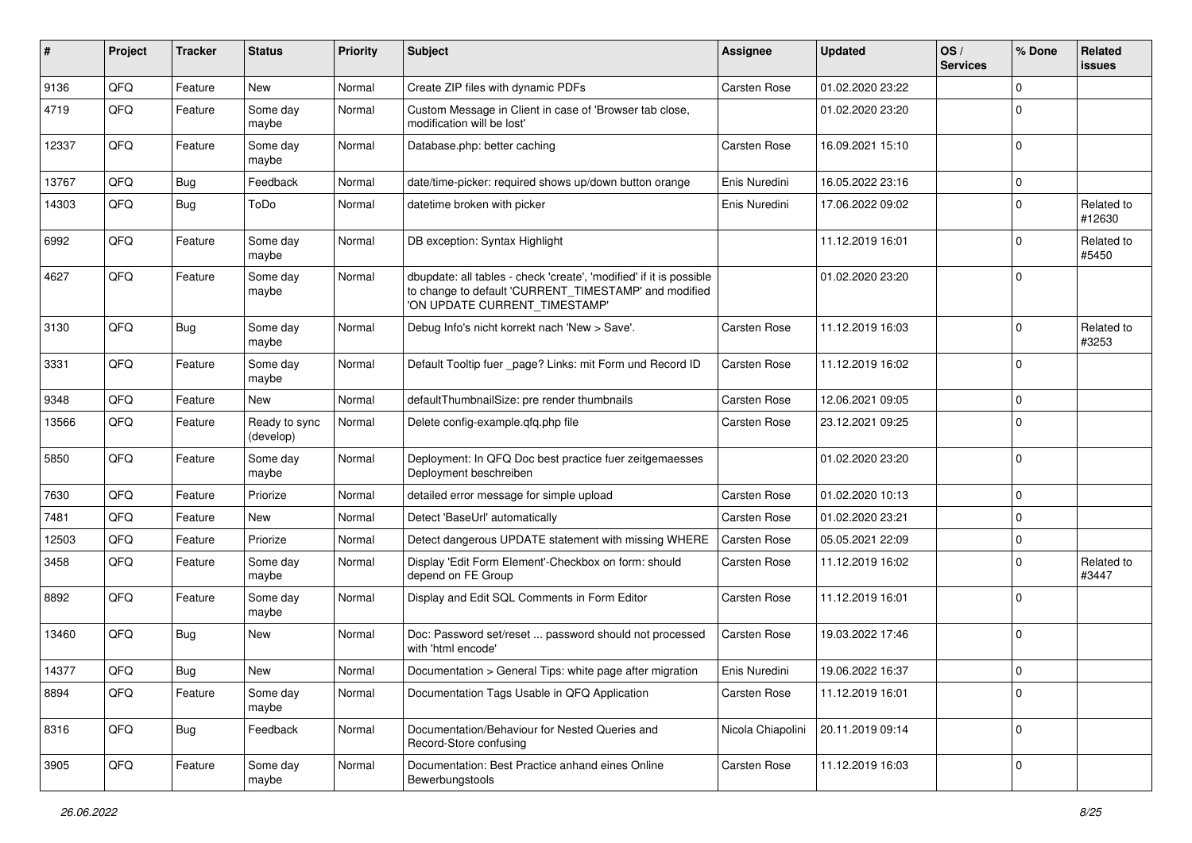| # | Project | Tracker | Status | Priority | Subject | Assignee | Updated | OS / Services | % Done | Related issues |
|---|---|---|---|---|---|---|---|---|---|---|
| 9136 | QFQ | Feature | New | Normal | Create ZIP files with dynamic PDFs | Carsten Rose | 01.02.2020 23:22 | | 0 | |
| 4719 | QFQ | Feature | Some day maybe | Normal | Custom Message in Client in case of 'Browser tab close, modification will be lost' | | 01.02.2020 23:20 | | 0 | |
| 12337 | QFQ | Feature | Some day maybe | Normal | Database.php: better caching | Carsten Rose | 16.09.2021 15:10 | | 0 | |
| 13767 | QFQ | Bug | Feedback | Normal | date/time-picker: required shows up/down button orange | Enis Nuredini | 16.05.2022 23:16 | | 0 | |
| 14303 | QFQ | Bug | ToDo | Normal | datetime broken with picker | Enis Nuredini | 17.06.2022 09:02 | | 0 | Related to #12630 |
| 6992 | QFQ | Feature | Some day maybe | Normal | DB exception: Syntax Highlight | | 11.12.2019 16:01 | | 0 | Related to #5450 |
| 4627 | QFQ | Feature | Some day maybe | Normal | dbupdate: all tables - check 'create', 'modified' if it is possible to change to default 'CURRENT_TIMESTAMP' and modified 'ON UPDATE CURRENT_TIMESTAMP' | | 01.02.2020 23:20 | | 0 | |
| 3130 | QFQ | Bug | Some day maybe | Normal | Debug Info's nicht korrekt nach 'New > Save'. | Carsten Rose | 11.12.2019 16:03 | | 0 | Related to #3253 |
| 3331 | QFQ | Feature | Some day maybe | Normal | Default Tooltip fuer _page? Links: mit Form und Record ID | Carsten Rose | 11.12.2019 16:02 | | 0 | |
| 9348 | QFQ | Feature | New | Normal | defaultThumbnailSize: pre render thumbnails | Carsten Rose | 12.06.2021 09:05 | | 0 | |
| 13566 | QFQ | Feature | Ready to sync (develop) | Normal | Delete config-example.qfq.php file | Carsten Rose | 23.12.2021 09:25 | | 0 | |
| 5850 | QFQ | Feature | Some day maybe | Normal | Deployment: In QFQ Doc best practice fuer zeitgemaesses Deployment beschreiben | | 01.02.2020 23:20 | | 0 | |
| 7630 | QFQ | Feature | Priorize | Normal | detailed error message for simple upload | Carsten Rose | 01.02.2020 10:13 | | 0 | |
| 7481 | QFQ | Feature | New | Normal | Detect 'BaseUrl' automatically | Carsten Rose | 01.02.2020 23:21 | | 0 | |
| 12503 | QFQ | Feature | Priorize | Normal | Detect dangerous UPDATE statement with missing WHERE | Carsten Rose | 05.05.2021 22:09 | | 0 | |
| 3458 | QFQ | Feature | Some day maybe | Normal | Display 'Edit Form Element'-Checkbox on form: should depend on FE Group | Carsten Rose | 11.12.2019 16:02 | | 0 | Related to #3447 |
| 8892 | QFQ | Feature | Some day maybe | Normal | Display and Edit SQL Comments in Form Editor | Carsten Rose | 11.12.2019 16:01 | | 0 | |
| 13460 | QFQ | Bug | New | Normal | Doc: Password set/reset ... password should not processed with 'html encode' | Carsten Rose | 19.03.2022 17:46 | | 0 | |
| 14377 | QFQ | Bug | New | Normal | Documentation > General Tips: white page after migration | Enis Nuredini | 19.06.2022 16:37 | | 0 | |
| 8894 | QFQ | Feature | Some day maybe | Normal | Documentation Tags Usable in QFQ Application | Carsten Rose | 11.12.2019 16:01 | | 0 | |
| 8316 | QFQ | Bug | Feedback | Normal | Documentation/Behaviour for Nested Queries and Record-Store confusing | Nicola Chiapolini | 20.11.2019 09:14 | | 0 | |
| 3905 | QFQ | Feature | Some day maybe | Normal | Documentation: Best Practice anhand eines Online Bewerbungstools | Carsten Rose | 11.12.2019 16:03 | | 0 | |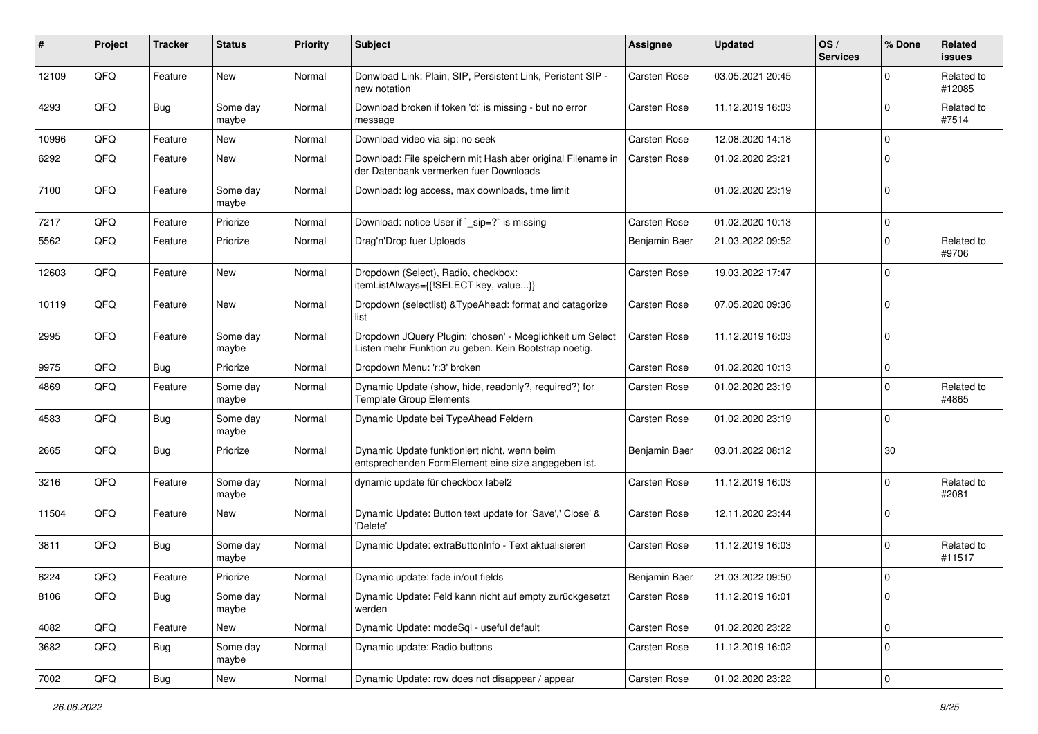| # | Project | Tracker | Status | Priority | Subject | Assignee | Updated | OS / Services | % Done | Related issues |
|---|---|---|---|---|---|---|---|---|---|---|
| 12109 | QFQ | Feature | New | Normal | Donwload Link: Plain, SIP, Persistent Link, Peristent SIP - new notation | Carsten Rose | 03.05.2021 20:45 | | 0 | Related to #12085 |
| 4293 | QFQ | Bug | Some day maybe | Normal | Download broken if token 'd:' is missing - but no error message | Carsten Rose | 11.12.2019 16:03 | | 0 | Related to #7514 |
| 10996 | QFQ | Feature | New | Normal | Download video via sip: no seek | Carsten Rose | 12.08.2020 14:18 | | 0 | |
| 6292 | QFQ | Feature | New | Normal | Download: File speichern mit Hash aber original Filename in der Datenbank vermerken fuer Downloads | Carsten Rose | 01.02.2020 23:21 | | 0 | |
| 7100 | QFQ | Feature | Some day maybe | Normal | Download: log access, max downloads, time limit | | 01.02.2020 23:19 | | 0 | |
| 7217 | QFQ | Feature | Priorize | Normal | Download: notice User if `_sip=?` is missing | Carsten Rose | 01.02.2020 10:13 | | 0 | |
| 5562 | QFQ | Feature | Priorize | Normal | Drag'n'Drop fuer Uploads | Benjamin Baer | 21.03.2022 09:52 | | 0 | Related to #9706 |
| 12603 | QFQ | Feature | New | Normal | Dropdown (Select), Radio, checkbox: itemListAlways={{!SELECT key, value...}} | Carsten Rose | 19.03.2022 17:47 | | 0 | |
| 10119 | QFQ | Feature | New | Normal | Dropdown (selectlist) &TypeAhead: format and catagorize list | Carsten Rose | 07.05.2020 09:36 | | 0 | |
| 2995 | QFQ | Feature | Some day maybe | Normal | Dropdown JQuery Plugin: 'chosen' - Moeglichkeit um Select Listen mehr Funktion zu geben. Kein Bootstrap noetig. | Carsten Rose | 11.12.2019 16:03 | | 0 | |
| 9975 | QFQ | Bug | Priorize | Normal | Dropdown Menu: 'r:3' broken | Carsten Rose | 01.02.2020 10:13 | | 0 | |
| 4869 | QFQ | Feature | Some day maybe | Normal | Dynamic Update (show, hide, readonly?, required?) for Template Group Elements | Carsten Rose | 01.02.2020 23:19 | | 0 | Related to #4865 |
| 4583 | QFQ | Bug | Some day maybe | Normal | Dynamic Update bei TypeAhead Feldern | Carsten Rose | 01.02.2020 23:19 | | 0 | |
| 2665 | QFQ | Bug | Priorize | Normal | Dynamic Update funktioniert nicht, wenn beim entsprechenden FormElement eine size angegeben ist. | Benjamin Baer | 03.01.2022 08:12 | | 30 | |
| 3216 | QFQ | Feature | Some day maybe | Normal | dynamic update für checkbox label2 | Carsten Rose | 11.12.2019 16:03 | | 0 | Related to #2081 |
| 11504 | QFQ | Feature | New | Normal | Dynamic Update: Button text update for 'Save',' Close' & 'Delete' | Carsten Rose | 12.11.2020 23:44 | | 0 | |
| 3811 | QFQ | Bug | Some day maybe | Normal | Dynamic Update: extraButtonInfo - Text aktualisieren | Carsten Rose | 11.12.2019 16:03 | | 0 | Related to #11517 |
| 6224 | QFQ | Feature | Priorize | Normal | Dynamic update: fade in/out fields | Benjamin Baer | 21.03.2022 09:50 | | 0 | |
| 8106 | QFQ | Bug | Some day maybe | Normal | Dynamic Update: Feld kann nicht auf empty zurückgesetzt werden | Carsten Rose | 11.12.2019 16:01 | | 0 | |
| 4082 | QFQ | Feature | New | Normal | Dynamic Update: modeSql - useful default | Carsten Rose | 01.02.2020 23:22 | | 0 | |
| 3682 | QFQ | Bug | Some day maybe | Normal | Dynamic update: Radio buttons | Carsten Rose | 11.12.2019 16:02 | | 0 | |
| 7002 | QFQ | Bug | New | Normal | Dynamic Update: row does not disappear / appear | Carsten Rose | 01.02.2020 23:22 | | 0 | |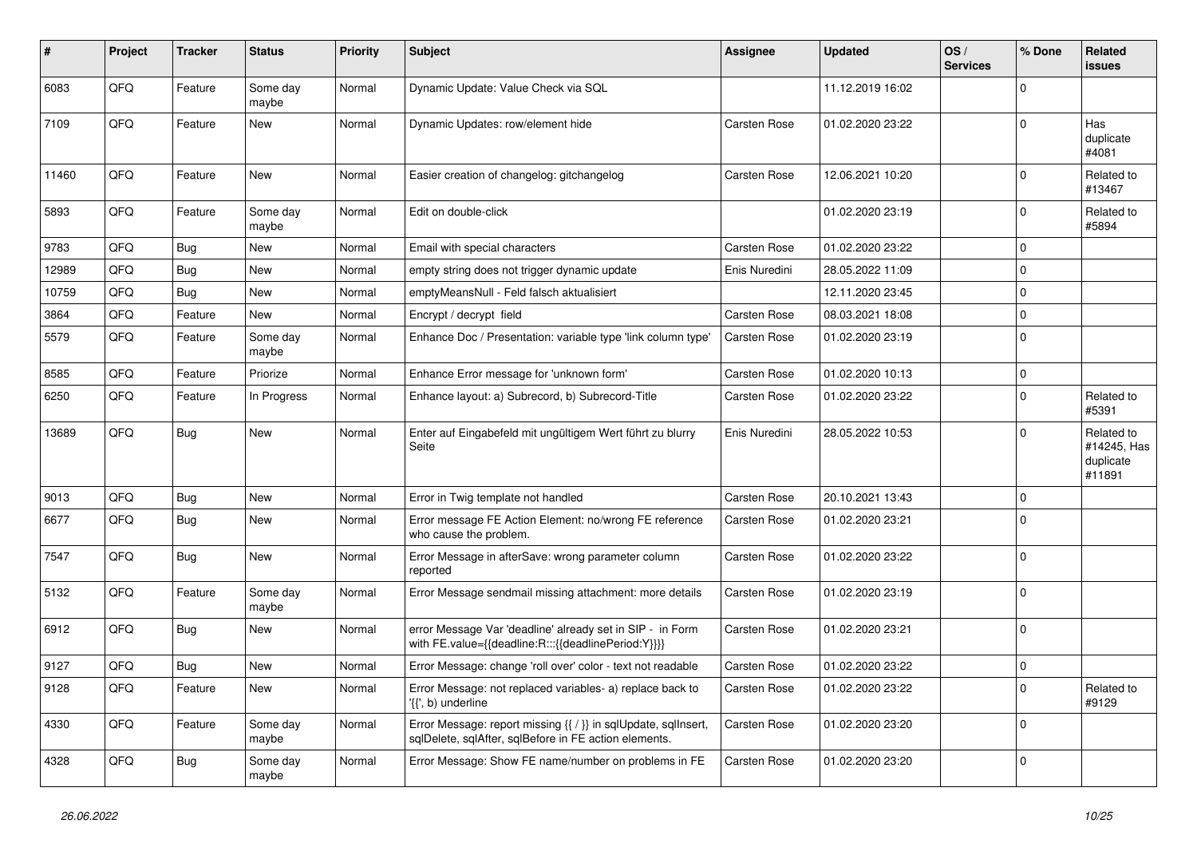| # | Project | Tracker | Status | Priority | Subject | Assignee | Updated | OS / Services | % Done | Related issues |
|---|---|---|---|---|---|---|---|---|---|---|
| 6083 | QFQ | Feature | Some day maybe | Normal | Dynamic Update: Value Check via SQL | | 11.12.2019 16:02 | | 0 | |
| 7109 | QFQ | Feature | New | Normal | Dynamic Updates: row/element hide | Carsten Rose | 01.02.2020 23:22 | | 0 | Has duplicate #4081 |
| 11460 | QFQ | Feature | New | Normal | Easier creation of changelog: gitchangelog | Carsten Rose | 12.06.2021 10:20 | | 0 | Related to #13467 |
| 5893 | QFQ | Feature | Some day maybe | Normal | Edit on double-click | | 01.02.2020 23:19 | | 0 | Related to #5894 |
| 9783 | QFQ | Bug | New | Normal | Email with special characters | Carsten Rose | 01.02.2020 23:22 | | 0 | |
| 12989 | QFQ | Bug | New | Normal | empty string does not trigger dynamic update | Enis Nuredini | 28.05.2022 11:09 | | 0 | |
| 10759 | QFQ | Bug | New | Normal | emptyMeansNull - Feld falsch aktualisiert | | 12.11.2020 23:45 | | 0 | |
| 3864 | QFQ | Feature | New | Normal | Encrypt / decrypt field | Carsten Rose | 08.03.2021 18:08 | | 0 | |
| 5579 | QFQ | Feature | Some day maybe | Normal | Enhance Doc / Presentation: variable type 'link column type' | Carsten Rose | 01.02.2020 23:19 | | 0 | |
| 8585 | QFQ | Feature | Priorize | Normal | Enhance Error message for 'unknown form' | Carsten Rose | 01.02.2020 10:13 | | 0 | |
| 6250 | QFQ | Feature | In Progress | Normal | Enhance layout: a) Subrecord, b) Subrecord-Title | Carsten Rose | 01.02.2020 23:22 | | 0 | Related to #5391 |
| 13689 | QFQ | Bug | New | Normal | Enter auf Eingabefeld mit ungültigem Wert führt zu blurry Seite | Enis Nuredini | 28.05.2022 10:53 | | 0 | Related to #14245, Has duplicate #11891 |
| 9013 | QFQ | Bug | New | Normal | Error in Twig template not handled | Carsten Rose | 20.10.2021 13:43 | | 0 | |
| 6677 | QFQ | Bug | New | Normal | Error message FE Action Element: no/wrong FE reference who cause the problem. | Carsten Rose | 01.02.2020 23:21 | | 0 | |
| 7547 | QFQ | Bug | New | Normal | Error Message in afterSave: wrong parameter column reported | Carsten Rose | 01.02.2020 23:22 | | 0 | |
| 5132 | QFQ | Feature | Some day maybe | Normal | Error Message sendmail missing attachment: more details | Carsten Rose | 01.02.2020 23:19 | | 0 | |
| 6912 | QFQ | Bug | New | Normal | error Message Var 'deadline' already set in SIP - in Form with FE.value={{deadline:R:::{{deadlinePeriod:Y}}}} | Carsten Rose | 01.02.2020 23:21 | | 0 | |
| 9127 | QFQ | Bug | New | Normal | Error Message: change 'roll over' color - text not readable | Carsten Rose | 01.02.2020 23:22 | | 0 | |
| 9128 | QFQ | Feature | New | Normal | Error Message: not replaced variables- a) replace back to '{{', b) underline | Carsten Rose | 01.02.2020 23:22 | | 0 | Related to #9129 |
| 4330 | QFQ | Feature | Some day maybe | Normal | Error Message: report missing {{ / }} in sqlUpdate, sqlInsert, sqlDelete, sqlAfter, sqlBefore in FE action elements. | Carsten Rose | 01.02.2020 23:20 | | 0 | |
| 4328 | QFQ | Bug | Some day maybe | Normal | Error Message: Show FE name/number on problems in FE | Carsten Rose | 01.02.2020 23:20 | | 0 | |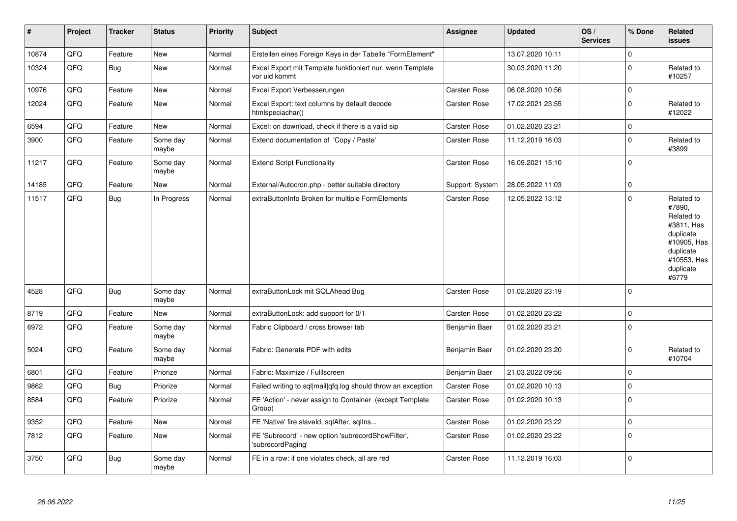| # | Project | Tracker | Status | Priority | Subject | Assignee | Updated | OS / Services | % Done | Related issues |
|---|---|---|---|---|---|---|---|---|---|---|
| 10874 | QFQ | Feature | New | Normal | Erstellen eines Foreign Keys in der Tabelle "FormElement" | | 13.07.2020 10:11 | | 0 | |
| 10324 | QFQ | Bug | New | Normal | Excel Export mit Template funktioniert nur, wenn Template vor uid kommt | | 30.03.2020 11:20 | | 0 | Related to #10257 |
| 10976 | QFQ | Feature | New | Normal | Excel Export Verbesserungen | Carsten Rose | 06.08.2020 10:56 | | 0 | |
| 12024 | QFQ | Feature | New | Normal | Excel Export: text columns by default decode htmlspeciachar() | Carsten Rose | 17.02.2021 23:55 | | 0 | Related to #12022 |
| 6594 | QFQ | Feature | New | Normal | Excel: on download, check if there is a valid sip | Carsten Rose | 01.02.2020 23:21 | | 0 | |
| 3900 | QFQ | Feature | Some day maybe | Normal | Extend documentation of 'Copy / Paste' | Carsten Rose | 11.12.2019 16:03 | | 0 | Related to #3899 |
| 11217 | QFQ | Feature | Some day maybe | Normal | Extend Script Functionality | Carsten Rose | 16.09.2021 15:10 | | 0 | |
| 14185 | QFQ | Feature | New | Normal | External/Autocron.php - better suitable directory | Support: System | 28.05.2022 11:03 | | 0 | |
| 11517 | QFQ | Bug | In Progress | Normal | extraButtonInfo Broken for multiple FormElements | Carsten Rose | 12.05.2022 13:12 | | 0 | Related to #7890, Related to #3811, Has duplicate #10905, Has duplicate #10553, Has duplicate #6779 |
| 4528 | QFQ | Bug | Some day maybe | Normal | extraButtonLock mit SQLAhead Bug | Carsten Rose | 01.02.2020 23:19 | | 0 | |
| 8719 | QFQ | Feature | New | Normal | extraButtonLock: add support for 0/1 | Carsten Rose | 01.02.2020 23:22 | | 0 | |
| 6972 | QFQ | Feature | Some day maybe | Normal | Fabric Clipboard / cross browser tab | Benjamin Baer | 01.02.2020 23:21 | | 0 | |
| 5024 | QFQ | Feature | Some day maybe | Normal | Fabric: Generate PDF with edits | Benjamin Baer | 01.02.2020 23:20 | | 0 | Related to #10704 |
| 6801 | QFQ | Feature | Priorize | Normal | Fabric: Maximize / Fulllscreen | Benjamin Baer | 21.03.2022 09:56 | | 0 | |
| 9862 | QFQ | Bug | Priorize | Normal | Failed writing to sql\|mail\|qfq.log should throw an exception | Carsten Rose | 01.02.2020 10:13 | | 0 | |
| 8584 | QFQ | Feature | Priorize | Normal | FE 'Action' - never assign to Container (except Template Group) | Carsten Rose | 01.02.2020 10:13 | | 0 | |
| 9352 | QFQ | Feature | New | Normal | FE 'Native' fire slaveId, sqlAfter, sqlIns... | Carsten Rose | 01.02.2020 23:22 | | 0 | |
| 7812 | QFQ | Feature | New | Normal | FE 'Subrecord' - new option 'subrecordShowFilter', 'subrecordPaging' | Carsten Rose | 01.02.2020 23:22 | | 0 | |
| 3750 | QFQ | Bug | Some day maybe | Normal | FE in a row: if one violates check, all are red | Carsten Rose | 11.12.2019 16:03 | | 0 | |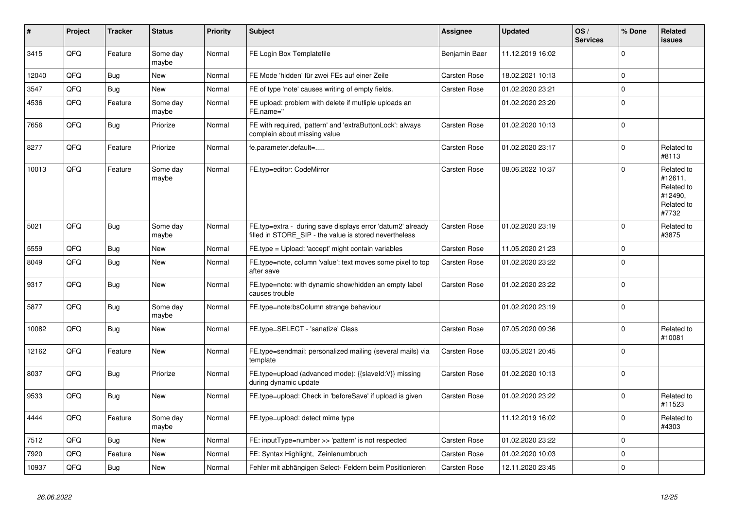| # | Project | Tracker | Status | Priority | Subject | Assignee | Updated | OS / Services | % Done | Related issues |
|---|---|---|---|---|---|---|---|---|---|---|
| 3415 | QFQ | Feature | Some day maybe | Normal | FE Login Box Templatefile | Benjamin Baer | 11.12.2019 16:02 | | 0 | |
| 12040 | QFQ | Bug | New | Normal | FE Mode 'hidden' für zwei FEs auf einer Zeile | Carsten Rose | 18.02.2021 10:13 | | 0 | |
| 3547 | QFQ | Bug | New | Normal | FE of type 'note' causes writing of empty fields. | Carsten Rose | 01.02.2020 23:21 | | 0 | |
| 4536 | QFQ | Feature | Some day maybe | Normal | FE upload: problem with delete if mutliple uploads an FE.name=" | | 01.02.2020 23:20 | | 0 | |
| 7656 | QFQ | Bug | Priorize | Normal | FE with required, 'pattern' and 'extraButtonLock': always complain about missing value | Carsten Rose | 01.02.2020 10:13 | | 0 | |
| 8277 | QFQ | Feature | Priorize | Normal | fe.parameter.default=..... | Carsten Rose | 01.02.2020 23:17 | | 0 | Related to #8113 |
| 10013 | QFQ | Feature | Some day maybe | Normal | FE.typ=editor: CodeMirror | Carsten Rose | 08.06.2022 10:37 | | 0 | Related to #12611, Related to #12490, Related to #7732 |
| 5021 | QFQ | Bug | Some day maybe | Normal | FE.typ=extra - during save displays error 'datum2' already filled in STORE_SIP - the value is stored nevertheless | Carsten Rose | 01.02.2020 23:19 | | 0 | Related to #3875 |
| 5559 | QFQ | Bug | New | Normal | FE.type = Upload: 'accept' might contain variables | Carsten Rose | 11.05.2020 21:23 | | 0 | |
| 8049 | QFQ | Bug | New | Normal | FE.type=note, column 'value': text moves some pixel to top after save | Carsten Rose | 01.02.2020 23:22 | | 0 | |
| 9317 | QFQ | Bug | New | Normal | FE.type=note: with dynamic show/hidden an empty label causes trouble | Carsten Rose | 01.02.2020 23:22 | | 0 | |
| 5877 | QFQ | Bug | Some day maybe | Normal | FE.type=note:bsColumn strange behaviour | | 01.02.2020 23:19 | | 0 | |
| 10082 | QFQ | Bug | New | Normal | FE.type=SELECT - 'sanatize' Class | Carsten Rose | 07.05.2020 09:36 | | 0 | Related to #10081 |
| 12162 | QFQ | Feature | New | Normal | FE.type=sendmail: personalized mailing (several mails) via template | Carsten Rose | 03.05.2021 20:45 | | 0 | |
| 8037 | QFQ | Bug | Priorize | Normal | FE.type=upload (advanced mode): {{slaveId:V}} missing during dynamic update | Carsten Rose | 01.02.2020 10:13 | | 0 | |
| 9533 | QFQ | Bug | New | Normal | FE.type=upload: Check in 'beforeSave' if upload is given | Carsten Rose | 01.02.2020 23:22 | | 0 | Related to #11523 |
| 4444 | QFQ | Feature | Some day maybe | Normal | FE.type=upload: detect mime type | | 11.12.2019 16:02 | | 0 | Related to #4303 |
| 7512 | QFQ | Bug | New | Normal | FE: inputType=number >> 'pattern' is not respected | Carsten Rose | 01.02.2020 23:22 | | 0 | |
| 7920 | QFQ | Feature | New | Normal | FE: Syntax Highlight, Zeilenumbruch | Carsten Rose | 01.02.2020 10:03 | | 0 | |
| 10937 | QFQ | Bug | New | Normal | Fehler mit abhängigen Select- Feldern beim Positionieren | Carsten Rose | 12.11.2020 23:45 | | 0 | |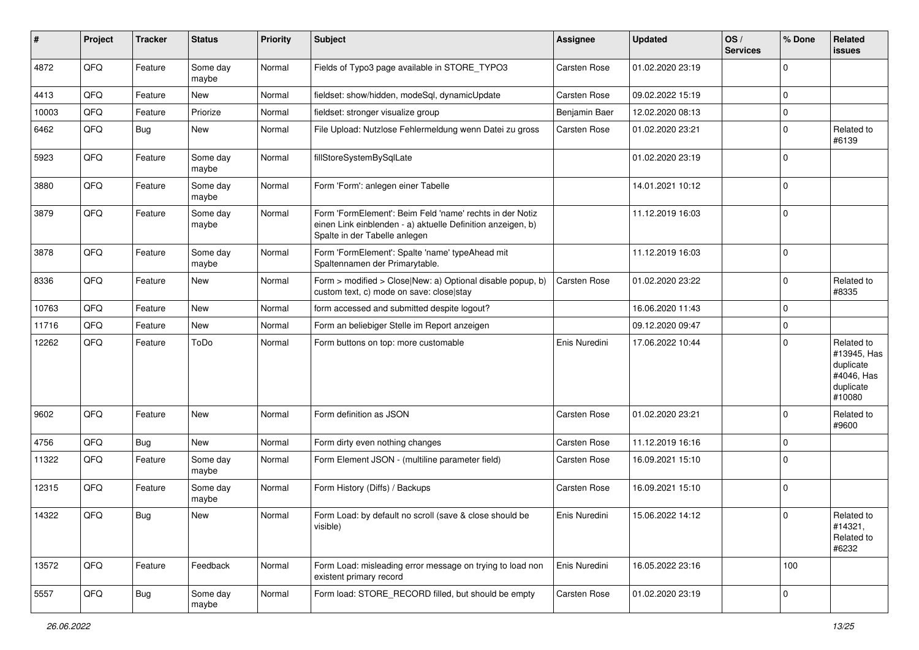| # | Project | Tracker | Status | Priority | Subject | Assignee | Updated | OS / Services | % Done | Related issues |
|---|---|---|---|---|---|---|---|---|---|---|
| 4872 | QFQ | Feature | Some day maybe | Normal | Fields of Typo3 page available in STORE_TYPO3 | Carsten Rose | 01.02.2020 23:19 | | 0 | |
| 4413 | QFQ | Feature | New | Normal | fieldset: show/hidden, modeSql, dynamicUpdate | Carsten Rose | 09.02.2022 15:19 | | 0 | |
| 10003 | QFQ | Feature | Priorize | Normal | fieldset: stronger visualize group | Benjamin Baer | 12.02.2020 08:13 | | 0 | |
| 6462 | QFQ | Bug | New | Normal | File Upload: Nutzlose Fehlermeldung wenn Datei zu gross | Carsten Rose | 01.02.2020 23:21 | | 0 | Related to #6139 |
| 5923 | QFQ | Feature | Some day maybe | Normal | fillStoreSystemBySqlLate | | 01.02.2020 23:19 | | 0 | |
| 3880 | QFQ | Feature | Some day maybe | Normal | Form 'Form': anlegen einer Tabelle | | 14.01.2021 10:12 | | 0 | |
| 3879 | QFQ | Feature | Some day maybe | Normal | Form 'FormElement': Beim Feld 'name' rechts in der Notiz einen Link einblenden - a) aktuelle Definition anzeigen, b) Spalte in der Tabelle anlegen | | 11.12.2019 16:03 | | 0 | |
| 3878 | QFQ | Feature | Some day maybe | Normal | Form 'FormElement': Spalte 'name' typeAhead mit Spaltennamen der Primarytable. | | 11.12.2019 16:03 | | 0 | |
| 8336 | QFQ | Feature | New | Normal | Form > modified > Close\|New: a) Optional disable popup, b) custom text, c) mode on save: close\|stay | Carsten Rose | 01.02.2020 23:22 | | 0 | Related to #8335 |
| 10763 | QFQ | Feature | New | Normal | form accessed and submitted despite logout? | | 16.06.2020 11:43 | | 0 | |
| 11716 | QFQ | Feature | New | Normal | Form an beliebiger Stelle im Report anzeigen | | 09.12.2020 09:47 | | 0 | |
| 12262 | QFQ | Feature | ToDo | Normal | Form buttons on top: more customable | Enis Nuredini | 17.06.2022 10:44 | | 0 | Related to #13945, Has duplicate #4046, Has duplicate #10080 |
| 9602 | QFQ | Feature | New | Normal | Form definition as JSON | Carsten Rose | 01.02.2020 23:21 | | 0 | Related to #9600 |
| 4756 | QFQ | Bug | New | Normal | Form dirty even nothing changes | Carsten Rose | 11.12.2019 16:16 | | 0 | |
| 11322 | QFQ | Feature | Some day maybe | Normal | Form Element JSON - (multiline parameter field) | Carsten Rose | 16.09.2021 15:10 | | 0 | |
| 12315 | QFQ | Feature | Some day maybe | Normal | Form History (Diffs) / Backups | Carsten Rose | 16.09.2021 15:10 | | 0 | |
| 14322 | QFQ | Bug | New | Normal | Form Load: by default no scroll (save & close should be visible) | Enis Nuredini | 15.06.2022 14:12 | | 0 | Related to #14321, Related to #6232 |
| 13572 | QFQ | Feature | Feedback | Normal | Form Load: misleading error message on trying to load non existent primary record | Enis Nuredini | 16.05.2022 23:16 | | 100 | |
| 5557 | QFQ | Bug | Some day maybe | Normal | Form load: STORE_RECORD filled, but should be empty | Carsten Rose | 01.02.2020 23:19 | | 0 | |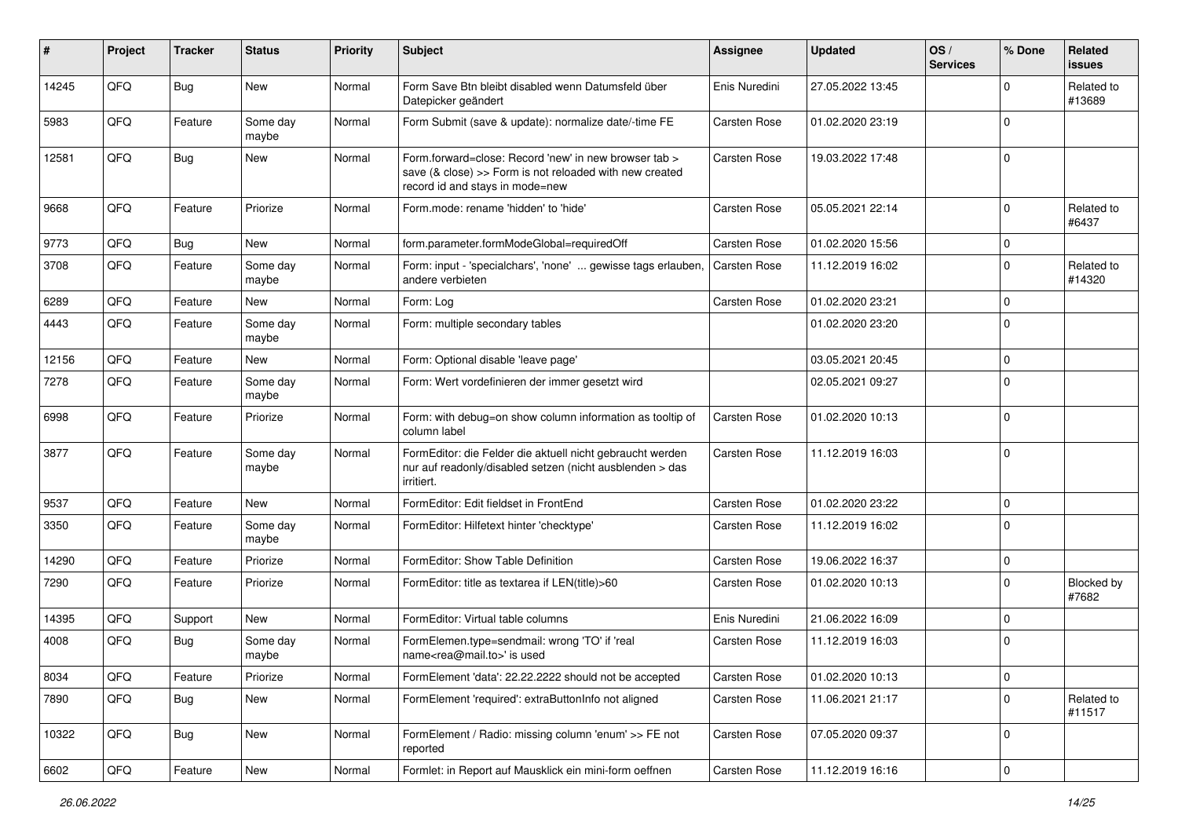| # | Project | Tracker | Status | Priority | Subject | Assignee | Updated | OS / Services | % Done | Related issues |
|---|---|---|---|---|---|---|---|---|---|---|
| 14245 | QFQ | Bug | New | Normal | Form Save Btn bleibt disabled wenn Datumsfeld über Datepicker geändert | Enis Nuredini | 27.05.2022 13:45 | | 0 | Related to #13689 |
| 5983 | QFQ | Feature | Some day maybe | Normal | Form Submit (save & update): normalize date/-time FE | Carsten Rose | 01.02.2020 23:19 | | 0 | |
| 12581 | QFQ | Bug | New | Normal | Form.forward=close: Record 'new' in new browser tab > save (& close) >> Form is not reloaded with new created record id and stays in mode=new | Carsten Rose | 19.03.2022 17:48 | | 0 | |
| 9668 | QFQ | Feature | Priorize | Normal | Form.mode: rename 'hidden' to 'hide' | Carsten Rose | 05.05.2021 22:14 | | 0 | Related to #6437 |
| 9773 | QFQ | Bug | New | Normal | form.parameter.formModeGlobal=requiredOff | Carsten Rose | 01.02.2020 15:56 | | 0 | |
| 3708 | QFQ | Feature | Some day maybe | Normal | Form: input - 'specialchars', 'none' ... gewisse tags erlauben, andere verbieten | Carsten Rose | 11.12.2019 16:02 | | 0 | Related to #14320 |
| 6289 | QFQ | Feature | New | Normal | Form: Log | Carsten Rose | 01.02.2020 23:21 | | 0 | |
| 4443 | QFQ | Feature | Some day maybe | Normal | Form: multiple secondary tables | | 01.02.2020 23:20 | | 0 | |
| 12156 | QFQ | Feature | New | Normal | Form: Optional disable 'leave page' | | 03.05.2021 20:45 | | 0 | |
| 7278 | QFQ | Feature | Some day maybe | Normal | Form: Wert vordefinieren der immer gesetzt wird | | 02.05.2021 09:27 | | 0 | |
| 6998 | QFQ | Feature | Priorize | Normal | Form: with debug=on show column information as tooltip of column label | Carsten Rose | 01.02.2020 10:13 | | 0 | |
| 3877 | QFQ | Feature | Some day maybe | Normal | FormEditor: die Felder die aktuell nicht gebraucht werden nur auf readonly/disabled setzen (nicht ausblenden > das irritiert. | Carsten Rose | 11.12.2019 16:03 | | 0 | |
| 9537 | QFQ | Feature | New | Normal | FormEditor: Edit fieldset in FrontEnd | Carsten Rose | 01.02.2020 23:22 | | 0 | |
| 3350 | QFQ | Feature | Some day maybe | Normal | FormEditor: Hilfetext hinter 'checktype' | Carsten Rose | 11.12.2019 16:02 | | 0 | |
| 14290 | QFQ | Feature | Priorize | Normal | FormEditor: Show Table Definition | Carsten Rose | 19.06.2022 16:37 | | 0 | |
| 7290 | QFQ | Feature | Priorize | Normal | FormEditor: title as textarea if LEN(title)>60 | Carsten Rose | 01.02.2020 10:13 | | 0 | Blocked by #7682 |
| 14395 | QFQ | Support | New | Normal | FormEditor: Virtual table columns | Enis Nuredini | 21.06.2022 16:09 | | 0 | |
| 4008 | QFQ | Bug | Some day maybe | Normal | FormElemen.type=sendmail: wrong 'TO' if 'real name<rea@mail.to>' is used | Carsten Rose | 11.12.2019 16:03 | | 0 | |
| 8034 | QFQ | Feature | Priorize | Normal | FormElement 'data': 22.22.2222 should not be accepted | Carsten Rose | 01.02.2020 10:13 | | 0 | |
| 7890 | QFQ | Bug | New | Normal | FormElement 'required': extraButtonInfo not aligned | Carsten Rose | 11.06.2021 21:17 | | 0 | Related to #11517 |
| 10322 | QFQ | Bug | New | Normal | FormElement / Radio: missing column 'enum' >> FE not reported | Carsten Rose | 07.05.2020 09:37 | | 0 | |
| 6602 | QFQ | Feature | New | Normal | Formlet: in Report auf Mausklick ein mini-form oeffnen | Carsten Rose | 11.12.2019 16:16 | | 0 | |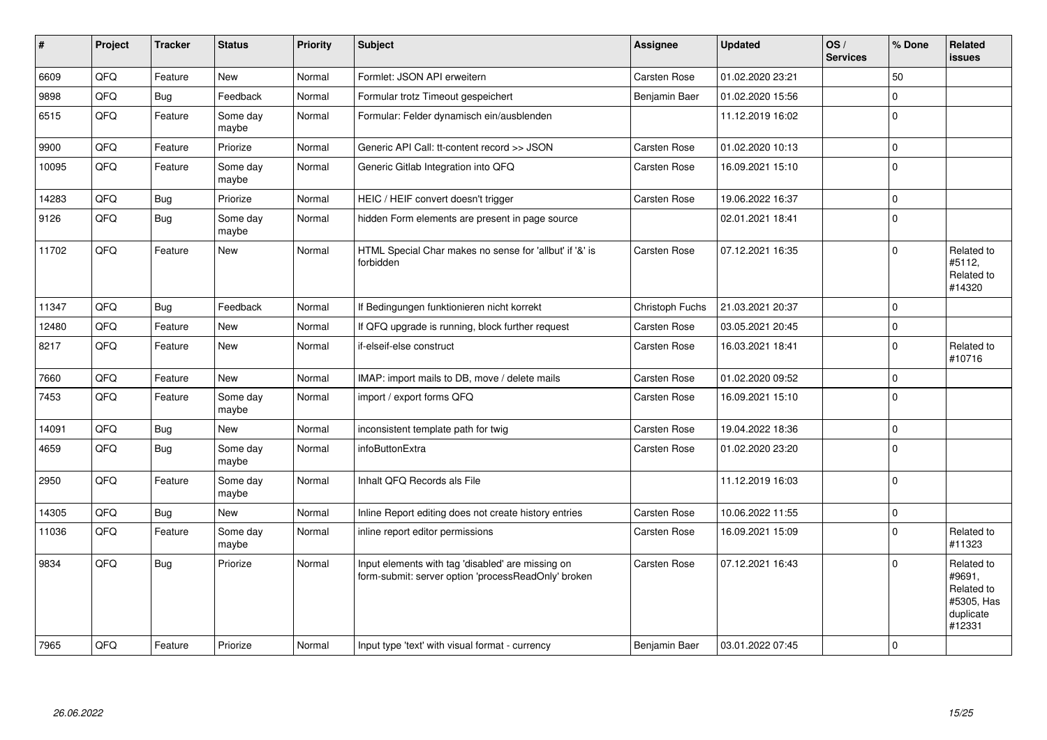| # | Project | Tracker | Status | Priority | Subject | Assignee | Updated | OS / Services | % Done | Related issues |
|---|---|---|---|---|---|---|---|---|---|---|
| 6609 | QFQ | Feature | New | Normal | Formlet: JSON API erweitern | Carsten Rose | 01.02.2020 23:21 | | 50 | |
| 9898 | QFQ | Bug | Feedback | Normal | Formular trotz Timeout gespeichert | Benjamin Baer | 01.02.2020 15:56 | | 0 | |
| 6515 | QFQ | Feature | Some day maybe | Normal | Formular: Felder dynamisch ein/ausblenden | | 11.12.2019 16:02 | | 0 | |
| 9900 | QFQ | Feature | Priorize | Normal | Generic API Call: tt-content record >> JSON | Carsten Rose | 01.02.2020 10:13 | | 0 | |
| 10095 | QFQ | Feature | Some day maybe | Normal | Generic Gitlab Integration into QFQ | Carsten Rose | 16.09.2021 15:10 | | 0 | |
| 14283 | QFQ | Bug | Priorize | Normal | HEIC / HEIF convert doesn't trigger | Carsten Rose | 19.06.2022 16:37 | | 0 | |
| 9126 | QFQ | Bug | Some day maybe | Normal | hidden Form elements are present in page source | | 02.01.2021 18:41 | | 0 | |
| 11702 | QFQ | Feature | New | Normal | HTML Special Char makes no sense for 'allbut' if '&' is forbidden | Carsten Rose | 07.12.2021 16:35 | | 0 | Related to #5112, Related to #14320 |
| 11347 | QFQ | Bug | Feedback | Normal | If Bedingungen funktionieren nicht korrekt | Christoph Fuchs | 21.03.2021 20:37 | | 0 | |
| 12480 | QFQ | Feature | New | Normal | If QFQ upgrade is running, block further request | Carsten Rose | 03.05.2021 20:45 | | 0 | |
| 8217 | QFQ | Feature | New | Normal | if-elseif-else construct | Carsten Rose | 16.03.2021 18:41 | | 0 | Related to #10716 |
| 7660 | QFQ | Feature | New | Normal | IMAP: import mails to DB, move / delete mails | Carsten Rose | 01.02.2020 09:52 | | 0 | |
| 7453 | QFQ | Feature | Some day maybe | Normal | import / export forms QFQ | Carsten Rose | 16.09.2021 15:10 | | 0 | |
| 14091 | QFQ | Bug | New | Normal | inconsistent template path for twig | Carsten Rose | 19.04.2022 18:36 | | 0 | |
| 4659 | QFQ | Bug | Some day maybe | Normal | infoButtonExtra | Carsten Rose | 01.02.2020 23:20 | | 0 | |
| 2950 | QFQ | Feature | Some day maybe | Normal | Inhalt QFQ Records als File | | 11.12.2019 16:03 | | 0 | |
| 14305 | QFQ | Bug | New | Normal | Inline Report editing does not create history entries | Carsten Rose | 10.06.2022 11:55 | | 0 | |
| 11036 | QFQ | Feature | Some day maybe | Normal | inline report editor permissions | Carsten Rose | 16.09.2021 15:09 | | 0 | Related to #11323 |
| 9834 | QFQ | Bug | Priorize | Normal | Input elements with tag 'disabled' are missing on form-submit: server option 'processReadOnly' broken | Carsten Rose | 07.12.2021 16:43 | | 0 | Related to #9691, Related to #5305, Has duplicate #12331 |
| 7965 | QFQ | Feature | Priorize | Normal | Input type 'text' with visual format - currency | Benjamin Baer | 03.01.2022 07:45 | | 0 | |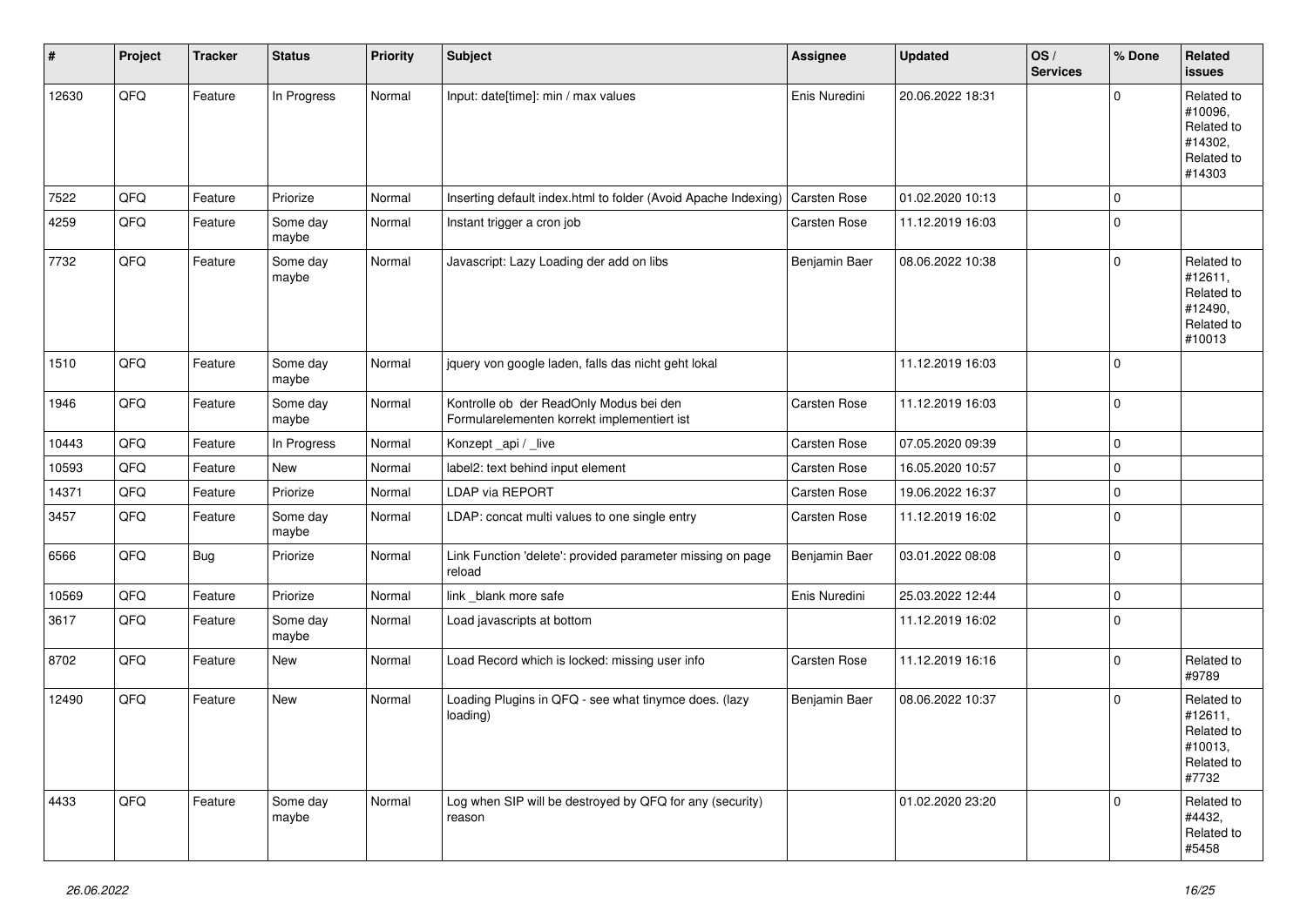| # | Project | Tracker | Status | Priority | Subject | Assignee | Updated | OS / Services | % Done | Related issues |
|---|---|---|---|---|---|---|---|---|---|---|
| 12630 | QFQ | Feature | In Progress | Normal | Input: date[time]: min / max values | Enis Nuredini | 20.06.2022 18:31 | | 0 | Related to #10096, Related to #14302, Related to #14303 |
| 7522 | QFQ | Feature | Priorize | Normal | Inserting default index.html to folder (Avoid Apache Indexing) | Carsten Rose | 01.02.2020 10:13 | | 0 | |
| 4259 | QFQ | Feature | Some day maybe | Normal | Instant trigger a cron job | Carsten Rose | 11.12.2019 16:03 | | 0 | |
| 7732 | QFQ | Feature | Some day maybe | Normal | Javascript: Lazy Loading der add on libs | Benjamin Baer | 08.06.2022 10:38 | | 0 | Related to #12611, Related to #12490, Related to #10013 |
| 1510 | QFQ | Feature | Some day maybe | Normal | jquery von google laden, falls das nicht geht lokal | | 11.12.2019 16:03 | | 0 | |
| 1946 | QFQ | Feature | Some day maybe | Normal | Kontrolle ob der ReadOnly Modus bei den Formularelementen korrekt implementiert ist | Carsten Rose | 11.12.2019 16:03 | | 0 | |
| 10443 | QFQ | Feature | In Progress | Normal | Konzept _api / _live | Carsten Rose | 07.05.2020 09:39 | | 0 | |
| 10593 | QFQ | Feature | New | Normal | label2: text behind input element | Carsten Rose | 16.05.2020 10:57 | | 0 | |
| 14371 | QFQ | Feature | Priorize | Normal | LDAP via REPORT | Carsten Rose | 19.06.2022 16:37 | | 0 | |
| 3457 | QFQ | Feature | Some day maybe | Normal | LDAP: concat multi values to one single entry | Carsten Rose | 11.12.2019 16:02 | | 0 | |
| 6566 | QFQ | Bug | Priorize | Normal | Link Function 'delete': provided parameter missing on page reload | Benjamin Baer | 03.01.2022 08:08 | | 0 | |
| 10569 | QFQ | Feature | Priorize | Normal | link _blank more safe | Enis Nuredini | 25.03.2022 12:44 | | 0 | |
| 3617 | QFQ | Feature | Some day maybe | Normal | Load javascripts at bottom | | 11.12.2019 16:02 | | 0 | |
| 8702 | QFQ | Feature | New | Normal | Load Record which is locked: missing user info | Carsten Rose | 11.12.2019 16:16 | | 0 | Related to #9789 |
| 12490 | QFQ | Feature | New | Normal | Loading Plugins in QFQ - see what tinymce does. (lazy loading) | Benjamin Baer | 08.06.2022 10:37 | | 0 | Related to #12611, Related to #10013, Related to #7732 |
| 4433 | QFQ | Feature | Some day maybe | Normal | Log when SIP will be destroyed by QFQ for any (security) reason | | 01.02.2020 23:20 | | 0 | Related to #4432, Related to #5458 |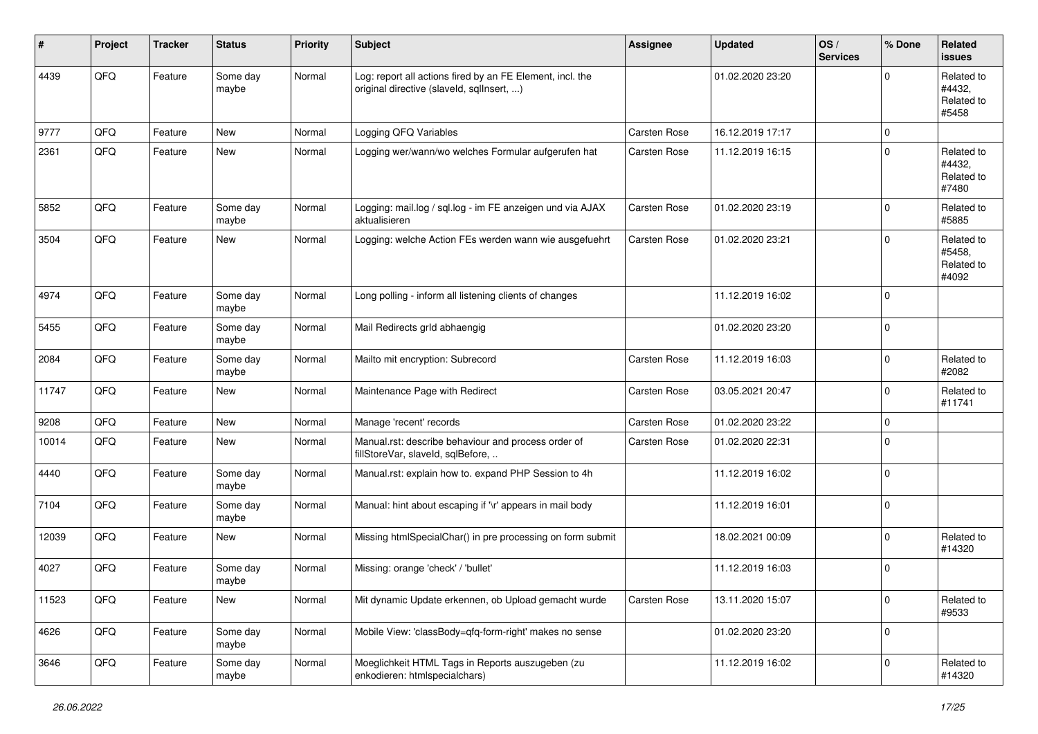| # | Project | Tracker | Status | Priority | Subject | Assignee | Updated | OS / Services | % Done | Related issues |
|---|---|---|---|---|---|---|---|---|---|---|
| 4439 | QFQ | Feature | Some day maybe | Normal | Log: report all actions fired by an FE Element, incl. the original directive (slaveId, sqlInsert, ...) | | 01.02.2020 23:20 | | 0 | Related to #4432, Related to #5458 |
| 9777 | QFQ | Feature | New | Normal | Logging QFQ Variables | Carsten Rose | 16.12.2019 17:17 | | 0 | |
| 2361 | QFQ | Feature | New | Normal | Logging wer/wann/wo welches Formular aufgerufen hat | Carsten Rose | 11.12.2019 16:15 | | 0 | Related to #4432, Related to #7480 |
| 5852 | QFQ | Feature | Some day maybe | Normal | Logging: mail.log / sql.log - im FE anzeigen und via AJAX aktualisieren | Carsten Rose | 01.02.2020 23:19 | | 0 | Related to #5885 |
| 3504 | QFQ | Feature | New | Normal | Logging: welche Action FEs werden wann wie ausgefuehrt | Carsten Rose | 01.02.2020 23:21 | | 0 | Related to #5458, Related to #4092 |
| 4974 | QFQ | Feature | Some day maybe | Normal | Long polling - inform all listening clients of changes | | 11.12.2019 16:02 | | 0 | |
| 5455 | QFQ | Feature | Some day maybe | Normal | Mail Redirects grId abhaengig | | 01.02.2020 23:20 | | 0 | |
| 2084 | QFQ | Feature | Some day maybe | Normal | Mailto mit encryption: Subrecord | Carsten Rose | 11.12.2019 16:03 | | 0 | Related to #2082 |
| 11747 | QFQ | Feature | New | Normal | Maintenance Page with Redirect | Carsten Rose | 03.05.2021 20:47 | | 0 | Related to #11741 |
| 9208 | QFQ | Feature | New | Normal | Manage 'recent' records | Carsten Rose | 01.02.2020 23:22 | | 0 | |
| 10014 | QFQ | Feature | New | Normal | Manual.rst: describe behaviour and process order of fillStoreVar, slaveId, sqlBefore, .. | Carsten Rose | 01.02.2020 22:31 | | 0 | |
| 4440 | QFQ | Feature | Some day maybe | Normal | Manual.rst: explain how to. expand PHP Session to 4h | | 11.12.2019 16:02 | | 0 | |
| 7104 | QFQ | Feature | Some day maybe | Normal | Manual: hint about escaping if '\r' appears in mail body | | 11.12.2019 16:01 | | 0 | |
| 12039 | QFQ | Feature | New | Normal | Missing htmlSpecialChar() in pre processing on form submit | | 18.02.2021 00:09 | | 0 | Related to #14320 |
| 4027 | QFQ | Feature | Some day maybe | Normal | Missing: orange 'check' / 'bullet' | | 11.12.2019 16:03 | | 0 | |
| 11523 | QFQ | Feature | New | Normal | Mit dynamic Update erkennen, ob Upload gemacht wurde | Carsten Rose | 13.11.2020 15:07 | | 0 | Related to #9533 |
| 4626 | QFQ | Feature | Some day maybe | Normal | Mobile View: 'classBody=qfq-form-right' makes no sense | | 01.02.2020 23:20 | | 0 | |
| 3646 | QFQ | Feature | Some day maybe | Normal | Moeglichkeit HTML Tags in Reports auszugeben (zu enkodieren: htmlspecialchars) | | 11.12.2019 16:02 | | 0 | Related to #14320 |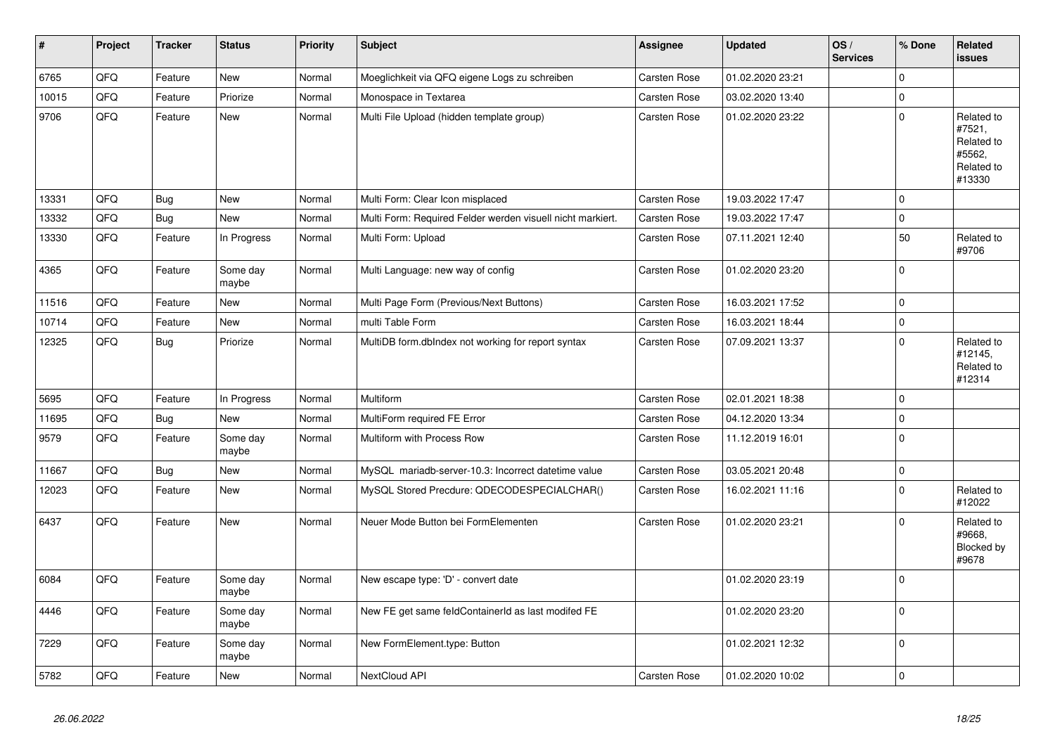| # | Project | Tracker | Status | Priority | Subject | Assignee | Updated | OS / Services | % Done | Related issues |
|---|---|---|---|---|---|---|---|---|---|---|
| 6765 | QFQ | Feature | New | Normal | Moeglichkeit via QFQ eigene Logs zu schreiben | Carsten Rose | 01.02.2020 23:21 | | 0 | |
| 10015 | QFQ | Feature | Priorize | Normal | Monospace in Textarea | Carsten Rose | 03.02.2020 13:40 | | 0 | |
| 9706 | QFQ | Feature | New | Normal | Multi File Upload (hidden template group) | Carsten Rose | 01.02.2020 23:22 | | 0 | Related to #7521, Related to #5562, Related to #13330 |
| 13331 | QFQ | Bug | New | Normal | Multi Form: Clear Icon misplaced | Carsten Rose | 19.03.2022 17:47 | | 0 | |
| 13332 | QFQ | Bug | New | Normal | Multi Form: Required Felder werden visuell nicht markiert. | Carsten Rose | 19.03.2022 17:47 | | 0 | |
| 13330 | QFQ | Feature | In Progress | Normal | Multi Form: Upload | Carsten Rose | 07.11.2021 12:40 | | 50 | Related to #9706 |
| 4365 | QFQ | Feature | Some day maybe | Normal | Multi Language: new way of config | Carsten Rose | 01.02.2020 23:20 | | 0 | |
| 11516 | QFQ | Feature | New | Normal | Multi Page Form (Previous/Next Buttons) | Carsten Rose | 16.03.2021 17:52 | | 0 | |
| 10714 | QFQ | Feature | New | Normal | multi Table Form | Carsten Rose | 16.03.2021 18:44 | | 0 | |
| 12325 | QFQ | Bug | Priorize | Normal | MultiDB form.dbIndex not working for report syntax | Carsten Rose | 07.09.2021 13:37 | | 0 | Related to #12145, Related to #12314 |
| 5695 | QFQ | Feature | In Progress | Normal | Multiform | Carsten Rose | 02.01.2021 18:38 | | 0 | |
| 11695 | QFQ | Bug | New | Normal | MultiForm required FE Error | Carsten Rose | 04.12.2020 13:34 | | 0 | |
| 9579 | QFQ | Feature | Some day maybe | Normal | Multiform with Process Row | Carsten Rose | 11.12.2019 16:01 | | 0 | |
| 11667 | QFQ | Bug | New | Normal | MySQL mariadb-server-10.3: Incorrect datetime value | Carsten Rose | 03.05.2021 20:48 | | 0 | |
| 12023 | QFQ | Feature | New | Normal | MySQL Stored Precdure: QDECODESPECIALCHAR() | Carsten Rose | 16.02.2021 11:16 | | 0 | Related to #12022 |
| 6437 | QFQ | Feature | New | Normal | Neuer Mode Button bei FormElementen | Carsten Rose | 01.02.2020 23:21 | | 0 | Related to #9668, Blocked by #9678 |
| 6084 | QFQ | Feature | Some day maybe | Normal | New escape type: 'D' - convert date | | 01.02.2020 23:19 | | 0 | |
| 4446 | QFQ | Feature | Some day maybe | Normal | New FE get same feldContainerId as last modifed FE | | 01.02.2020 23:20 | | 0 | |
| 7229 | QFQ | Feature | Some day maybe | Normal | New FormElement.type: Button | | 01.02.2021 12:32 | | 0 | |
| 5782 | QFQ | Feature | New | Normal | NextCloud API | Carsten Rose | 01.02.2020 10:02 | | 0 | |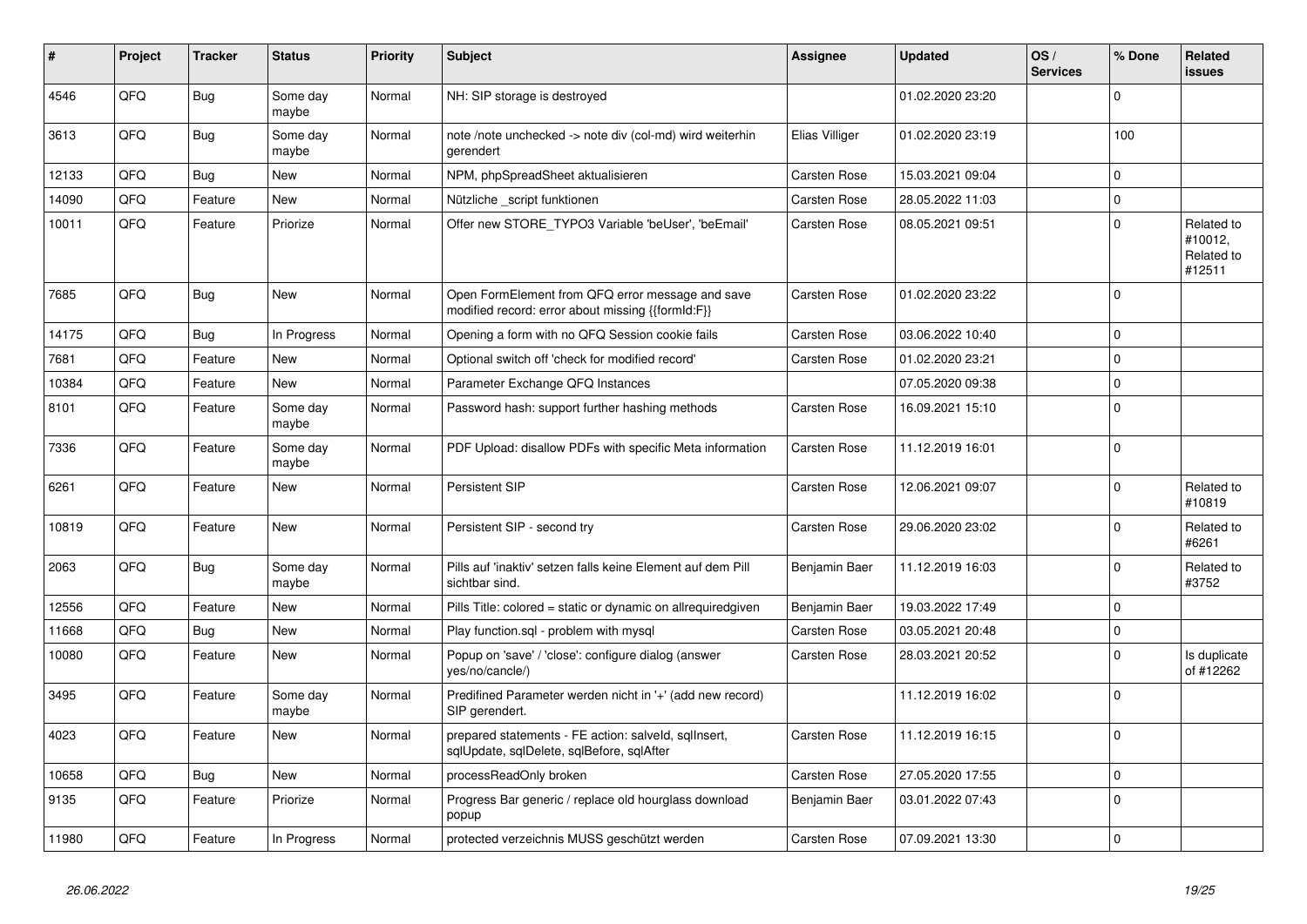| # | Project | Tracker | Status | Priority | Subject | Assignee | Updated | OS / Services | % Done | Related issues |
|---|---|---|---|---|---|---|---|---|---|---|
| 4546 | QFQ | Bug | Some day maybe | Normal | NH: SIP storage is destroyed | | 01.02.2020 23:20 | | 0 | |
| 3613 | QFQ | Bug | Some day maybe | Normal | note /note unchecked -> note div (col-md) wird weiterhin gerendert | Elias Villiger | 01.02.2020 23:19 | | 100 | |
| 12133 | QFQ | Bug | New | Normal | NPM, phpSpreadSheet aktualisieren | Carsten Rose | 15.03.2021 09:04 | | 0 | |
| 14090 | QFQ | Feature | New | Normal | Nützliche _script funktionen | Carsten Rose | 28.05.2022 11:03 | | 0 | |
| 10011 | QFQ | Feature | Priorize | Normal | Offer new STORE_TYPO3 Variable 'beUser', 'beEmail' | Carsten Rose | 08.05.2021 09:51 | | 0 | Related to #10012, Related to #12511 |
| 7685 | QFQ | Bug | New | Normal | Open FormElement from QFQ error message and save modified record: error about missing {{formId:F}} | Carsten Rose | 01.02.2020 23:22 | | 0 | |
| 14175 | QFQ | Bug | In Progress | Normal | Opening a form with no QFQ Session cookie fails | Carsten Rose | 03.06.2022 10:40 | | 0 | |
| 7681 | QFQ | Feature | New | Normal | Optional switch off 'check for modified record' | Carsten Rose | 01.02.2020 23:21 | | 0 | |
| 10384 | QFQ | Feature | New | Normal | Parameter Exchange QFQ Instances | | 07.05.2020 09:38 | | 0 | |
| 8101 | QFQ | Feature | Some day maybe | Normal | Password hash: support further hashing methods | Carsten Rose | 16.09.2021 15:10 | | 0 | |
| 7336 | QFQ | Feature | Some day maybe | Normal | PDF Upload: disallow PDFs with specific Meta information | Carsten Rose | 11.12.2019 16:01 | | 0 | |
| 6261 | QFQ | Feature | New | Normal | Persistent SIP | Carsten Rose | 12.06.2021 09:07 | | 0 | Related to #10819 |
| 10819 | QFQ | Feature | New | Normal | Persistent SIP - second try | Carsten Rose | 29.06.2020 23:02 | | 0 | Related to #6261 |
| 2063 | QFQ | Bug | Some day maybe | Normal | Pills auf 'inaktiv' setzen falls keine Element auf dem Pill sichtbar sind. | Benjamin Baer | 11.12.2019 16:03 | | 0 | Related to #3752 |
| 12556 | QFQ | Feature | New | Normal | Pills Title: colored = static or dynamic on allrequiredgiven | Benjamin Baer | 19.03.2022 17:49 | | 0 | |
| 11668 | QFQ | Bug | New | Normal | Play function.sql - problem with mysql | Carsten Rose | 03.05.2021 20:48 | | 0 | |
| 10080 | QFQ | Feature | New | Normal | Popup on 'save' / 'close': configure dialog (answer yes/no/cancle/) | Carsten Rose | 28.03.2021 20:52 | | 0 | Is duplicate of #12262 |
| 3495 | QFQ | Feature | Some day maybe | Normal | Predifined Parameter werden nicht in '+' (add new record) SIP gerendert. | | 11.12.2019 16:02 | | 0 | |
| 4023 | QFQ | Feature | New | Normal | prepared statements - FE action: salveld, sqlInsert, sqlUpdate, sqlDelete, sqlBefore, sqlAfter | Carsten Rose | 11.12.2019 16:15 | | 0 | |
| 10658 | QFQ | Bug | New | Normal | processReadOnly broken | Carsten Rose | 27.05.2020 17:55 | | 0 | |
| 9135 | QFQ | Feature | Priorize | Normal | Progress Bar generic / replace old hourglass download popup | Benjamin Baer | 03.01.2022 07:43 | | 0 | |
| 11980 | QFQ | Feature | In Progress | Normal | protected verzeichnis MUSS geschützt werden | Carsten Rose | 07.09.2021 13:30 | | 0 | |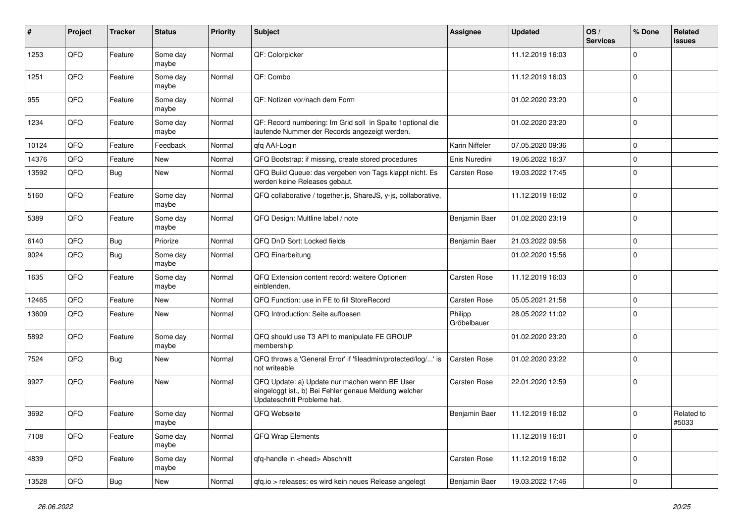| # | Project | Tracker | Status | Priority | Subject | Assignee | Updated | OS / Services | % Done | Related issues |
|---|---|---|---|---|---|---|---|---|---|---|
| 1253 | QFQ | Feature | Some day maybe | Normal | QF: Colorpicker | | 11.12.2019 16:03 | | 0 | |
| 1251 | QFQ | Feature | Some day maybe | Normal | QF: Combo | | 11.12.2019 16:03 | | 0 | |
| 955 | QFQ | Feature | Some day maybe | Normal | QF: Notizen vor/nach dem Form | | 01.02.2020 23:20 | | 0 | |
| 1234 | QFQ | Feature | Some day maybe | Normal | QF: Record numbering: Im Grid soll in Spalte 1optional die laufende Nummer der Records angezeigt werden. | | 01.02.2020 23:20 | | 0 | |
| 10124 | QFQ | Feature | Feedback | Normal | qfq AAI-Login | Karin Niffeler | 07.05.2020 09:36 | | 0 | |
| 14376 | QFQ | Feature | New | Normal | QFQ Bootstrap: if missing, create stored procedures | Enis Nuredini | 19.06.2022 16:37 | | 0 | |
| 13592 | QFQ | Bug | New | Normal | QFQ Build Queue: das vergeben von Tags klappt nicht. Es werden keine Releases gebaut. | Carsten Rose | 19.03.2022 17:45 | | 0 | |
| 5160 | QFQ | Feature | Some day maybe | Normal | QFQ collaborative / together.js, ShareJS, y-js, collaborative, | | 11.12.2019 16:02 | | 0 | |
| 5389 | QFQ | Feature | Some day maybe | Normal | QFQ Design: Multline label / note | Benjamin Baer | 01.02.2020 23:19 | | 0 | |
| 6140 | QFQ | Bug | Priorize | Normal | QFQ DnD Sort: Locked fields | Benjamin Baer | 21.03.2022 09:56 | | 0 | |
| 9024 | QFQ | Bug | Some day maybe | Normal | QFQ Einarbeitung | | 01.02.2020 15:56 | | 0 | |
| 1635 | QFQ | Feature | Some day maybe | Normal | QFQ Extension content record: weitere Optionen einblenden. | Carsten Rose | 11.12.2019 16:03 | | 0 | |
| 12465 | QFQ | Feature | New | Normal | QFQ Function: use in FE to fill StoreRecord | Carsten Rose | 05.05.2021 21:58 | | 0 | |
| 13609 | QFQ | Feature | New | Normal | QFQ Introduction: Seite aufloesen | Philipp Gröbelbauer | 28.05.2022 11:02 | | 0 | |
| 5892 | QFQ | Feature | Some day maybe | Normal | QFQ should use T3 API to manipulate FE GROUP membership | | 01.02.2020 23:20 | | 0 | |
| 7524 | QFQ | Bug | New | Normal | QFQ throws a 'General Error' if 'fileadmin/protected/log/...' is not writeable | Carsten Rose | 01.02.2020 23:22 | | 0 | |
| 9927 | QFQ | Feature | New | Normal | QFQ Update: a) Update nur machen wenn BE User eingeloggt ist., b) Bei Fehler genaue Meldung welcher Updateschritt Probleme hat. | Carsten Rose | 22.01.2020 12:59 | | 0 | |
| 3692 | QFQ | Feature | Some day maybe | Normal | QFQ Webseite | Benjamin Baer | 11.12.2019 16:02 | | 0 | Related to #5033 |
| 7108 | QFQ | Feature | Some day maybe | Normal | QFQ Wrap Elements | | 11.12.2019 16:01 | | 0 | |
| 4839 | QFQ | Feature | Some day maybe | Normal | qfq-handle in <head> Abschnitt | Carsten Rose | 11.12.2019 16:02 | | 0 | |
| 13528 | QFQ | Bug | New | Normal | qfq.io > releases: es wird kein neues Release angelegt | Benjamin Baer | 19.03.2022 17:46 | | 0 | |

*26.06.2022*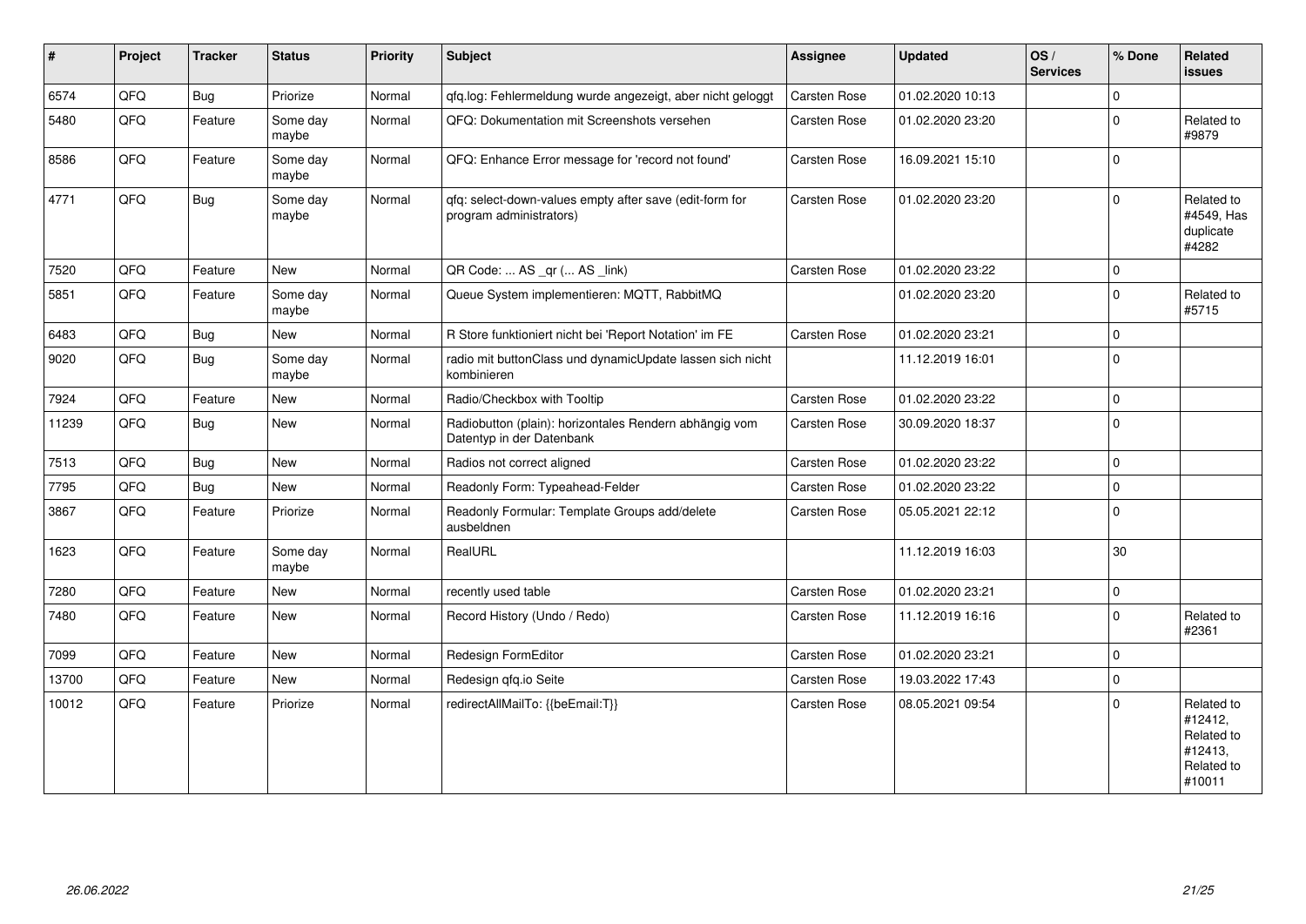| # | Project | Tracker | Status | Priority | Subject | Assignee | Updated | OS / Services | % Done | Related issues |
|---|---|---|---|---|---|---|---|---|---|---|
| 6574 | QFQ | Bug | Priorize | Normal | qfq.log: Fehlermeldung wurde angezeigt, aber nicht geloggt | Carsten Rose | 01.02.2020 10:13 | | 0 | |
| 5480 | QFQ | Feature | Some day maybe | Normal | QFQ: Dokumentation mit Screenshots versehen | Carsten Rose | 01.02.2020 23:20 | | 0 | Related to #9879 |
| 8586 | QFQ | Feature | Some day maybe | Normal | QFQ: Enhance Error message for 'record not found' | Carsten Rose | 16.09.2021 15:10 | | 0 | |
| 4771 | QFQ | Bug | Some day maybe | Normal | qfq: select-down-values empty after save (edit-form for program administrators) | Carsten Rose | 01.02.2020 23:20 | | 0 | Related to #4549, Has duplicate #4282 |
| 7520 | QFQ | Feature | New | Normal | QR Code: ... AS _qr ( ... AS _link) | Carsten Rose | 01.02.2020 23:22 | | 0 | |
| 5851 | QFQ | Feature | Some day maybe | Normal | Queue System implementieren: MQTT, RabbitMQ | | 01.02.2020 23:20 | | 0 | Related to #5715 |
| 6483 | QFQ | Bug | New | Normal | R Store funktioniert nicht bei 'Report Notation' im FE | Carsten Rose | 01.02.2020 23:21 | | 0 | |
| 9020 | QFQ | Bug | Some day maybe | Normal | radio mit buttonClass und dynamicUpdate lassen sich nicht kombinieren | | 11.12.2019 16:01 | | 0 | |
| 7924 | QFQ | Feature | New | Normal | Radio/Checkbox with Tooltip | Carsten Rose | 01.02.2020 23:22 | | 0 | |
| 11239 | QFQ | Bug | New | Normal | Radiobutton (plain): horizontales Rendern abhängig vom Datentyp in der Datenbank | Carsten Rose | 30.09.2020 18:37 | | 0 | |
| 7513 | QFQ | Bug | New | Normal | Radios not correct aligned | Carsten Rose | 01.02.2020 23:22 | | 0 | |
| 7795 | QFQ | Bug | New | Normal | Readonly Form: Typeahead-Felder | Carsten Rose | 01.02.2020 23:22 | | 0 | |
| 3867 | QFQ | Feature | Priorize | Normal | Readonly Formular: Template Groups add/delete ausbeldnen | Carsten Rose | 05.05.2021 22:12 | | 0 | |
| 1623 | QFQ | Feature | Some day maybe | Normal | RealURL | | 11.12.2019 16:03 | | 30 | |
| 7280 | QFQ | Feature | New | Normal | recently used table | Carsten Rose | 01.02.2020 23:21 | | 0 | |
| 7480 | QFQ | Feature | New | Normal | Record History (Undo / Redo) | Carsten Rose | 11.12.2019 16:16 | | 0 | Related to #2361 |
| 7099 | QFQ | Feature | New | Normal | Redesign FormEditor | Carsten Rose | 01.02.2020 23:21 | | 0 | |
| 13700 | QFQ | Feature | New | Normal | Redesign qfq.io Seite | Carsten Rose | 19.03.2022 17:43 | | 0 | |
| 10012 | QFQ | Feature | Priorize | Normal | redirectAllMailTo: {{beEmail:T}} | Carsten Rose | 08.05.2021 09:54 | | 0 | Related to #12412, Related to #12413, Related to #10011 |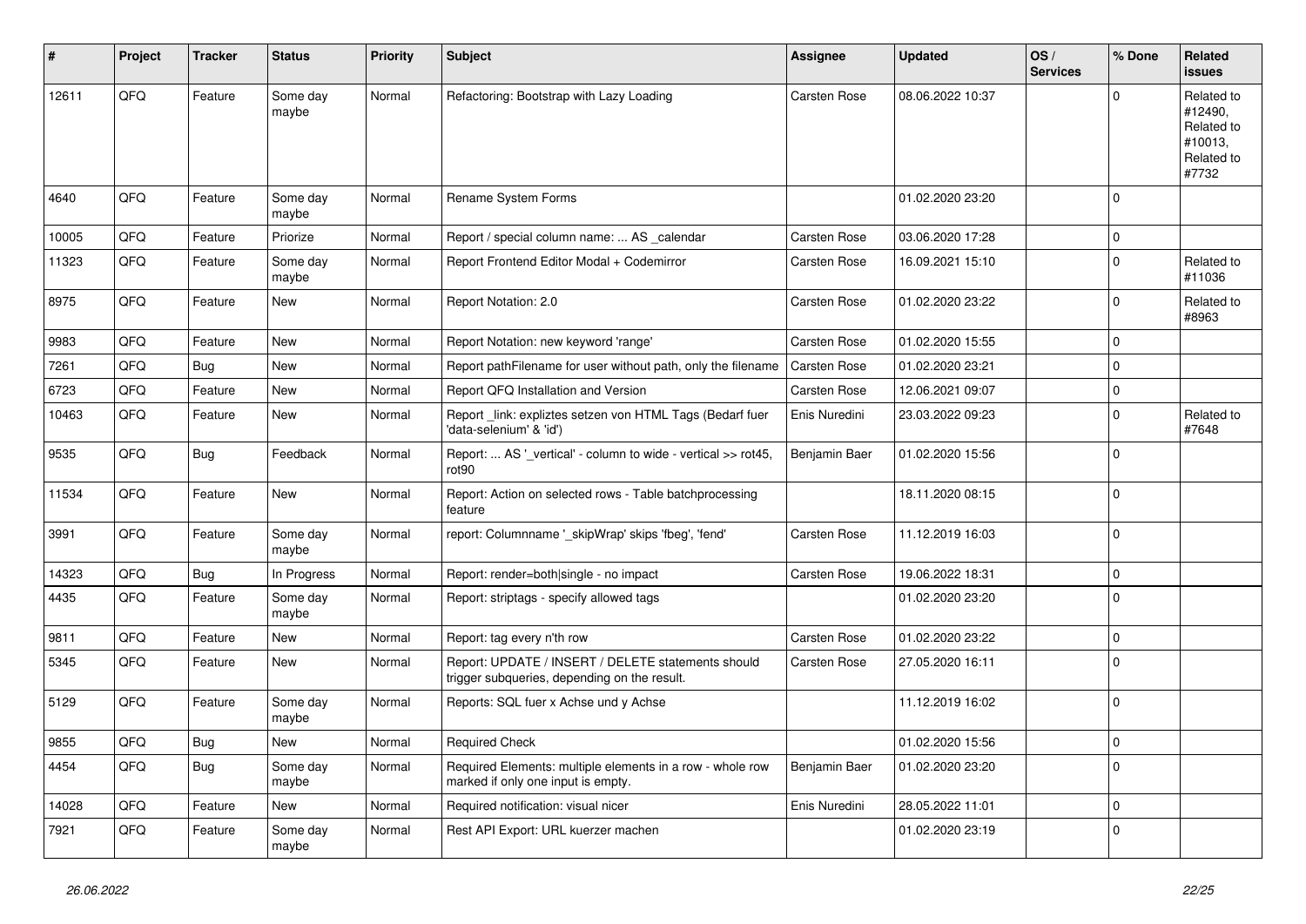| # | Project | Tracker | Status | Priority | Subject | Assignee | Updated | OS / Services | % Done | Related issues |
|---|---|---|---|---|---|---|---|---|---|---|
| 12611 | QFQ | Feature | Some day maybe | Normal | Refactoring: Bootstrap with Lazy Loading | Carsten Rose | 08.06.2022 10:37 | | 0 | Related to #12490, Related to #10013, Related to #7732 |
| 4640 | QFQ | Feature | Some day maybe | Normal | Rename System Forms | | 01.02.2020 23:20 | | 0 | |
| 10005 | QFQ | Feature | Priorize | Normal | Report / special column name: ... AS _calendar | Carsten Rose | 03.06.2020 17:28 | | 0 | |
| 11323 | QFQ | Feature | Some day maybe | Normal | Report Frontend Editor Modal + Codemirror | Carsten Rose | 16.09.2021 15:10 | | 0 | Related to #11036 |
| 8975 | QFQ | Feature | New | Normal | Report Notation: 2.0 | Carsten Rose | 01.02.2020 23:22 | | 0 | Related to #8963 |
| 9983 | QFQ | Feature | New | Normal | Report Notation: new keyword 'range' | Carsten Rose | 01.02.2020 15:55 | | 0 | |
| 7261 | QFQ | Bug | New | Normal | Report pathFilename for user without path, only the filename | Carsten Rose | 01.02.2020 23:21 | | 0 | |
| 6723 | QFQ | Feature | New | Normal | Report QFQ Installation and Version | Carsten Rose | 12.06.2021 09:07 | | 0 | |
| 10463 | QFQ | Feature | New | Normal | Report _link: expliztes setzen von HTML Tags (Bedarf fuer 'data-selenium' & 'id') | Enis Nuredini | 23.03.2022 09:23 | | 0 | Related to #7648 |
| 9535 | QFQ | Bug | Feedback | Normal | Report: ... AS '_vertical' - column to wide - vertical >> rot45, rot90 | Benjamin Baer | 01.02.2020 15:56 | | 0 | |
| 11534 | QFQ | Feature | New | Normal | Report: Action on selected rows - Table batchprocessing feature | | 18.11.2020 08:15 | | 0 | |
| 3991 | QFQ | Feature | Some day maybe | Normal | report: Columnname '_skipWrap' skips 'fbeg', 'fend' | Carsten Rose | 11.12.2019 16:03 | | 0 | |
| 14323 | QFQ | Bug | In Progress | Normal | Report: render=both\|single - no impact | Carsten Rose | 19.06.2022 18:31 | | 0 | |
| 4435 | QFQ | Feature | Some day maybe | Normal | Report: striptags - specify allowed tags | | 01.02.2020 23:20 | | 0 | |
| 9811 | QFQ | Feature | New | Normal | Report: tag every n'th row | Carsten Rose | 01.02.2020 23:22 | | 0 | |
| 5345 | QFQ | Feature | New | Normal | Report: UPDATE / INSERT / DELETE statements should trigger subqueries, depending on the result. | Carsten Rose | 27.05.2020 16:11 | | 0 | |
| 5129 | QFQ | Feature | Some day maybe | Normal | Reports: SQL fuer x Achse und y Achse | | 11.12.2019 16:02 | | 0 | |
| 9855 | QFQ | Bug | New | Normal | Required Check | | 01.02.2020 15:56 | | 0 | |
| 4454 | QFQ | Bug | Some day maybe | Normal | Required Elements: multiple elements in a row - whole row marked if only one input is empty. | Benjamin Baer | 01.02.2020 23:20 | | 0 | |
| 14028 | QFQ | Feature | New | Normal | Required notification: visual nicer | Enis Nuredini | 28.05.2022 11:01 | | 0 | |
| 7921 | QFQ | Feature | Some day maybe | Normal | Rest API Export: URL kuerzer machen | | 01.02.2020 23:19 | | 0 | |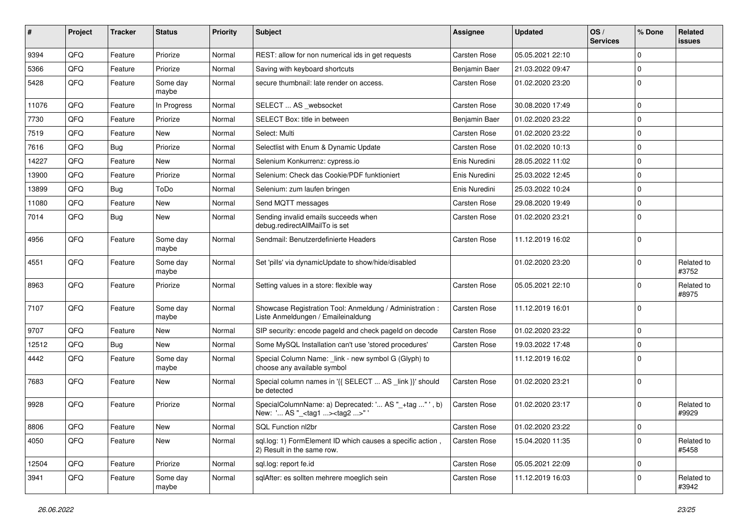| # | Project | Tracker | Status | Priority | Subject | Assignee | Updated | OS / Services | % Done | Related issues |
|---|---|---|---|---|---|---|---|---|---|---|
| 9394 | QFQ | Feature | Priorize | Normal | REST: allow for non numerical ids in get requests | Carsten Rose | 05.05.2021 22:10 | | 0 | |
| 5366 | QFQ | Feature | Priorize | Normal | Saving with keyboard shortcuts | Benjamin Baer | 21.03.2022 09:47 | | 0 | |
| 5428 | QFQ | Feature | Some day maybe | Normal | secure thumbnail: late render on access. | Carsten Rose | 01.02.2020 23:20 | | 0 | |
| 11076 | QFQ | Feature | In Progress | Normal | SELECT ... AS _websocket | Carsten Rose | 30.08.2020 17:49 | | 0 | |
| 7730 | QFQ | Feature | Priorize | Normal | SELECT Box: title in between | Benjamin Baer | 01.02.2020 23:22 | | 0 | |
| 7519 | QFQ | Feature | New | Normal | Select: Multi | Carsten Rose | 01.02.2020 23:22 | | 0 | |
| 7616 | QFQ | Bug | Priorize | Normal | Selectlist with Enum & Dynamic Update | Carsten Rose | 01.02.2020 10:13 | | 0 | |
| 14227 | QFQ | Feature | New | Normal | Selenium Konkurrenz: cypress.io | Enis Nuredini | 28.05.2022 11:02 | | 0 | |
| 13900 | QFQ | Feature | Priorize | Normal | Selenium: Check das Cookie/PDF funktioniert | Enis Nuredini | 25.03.2022 12:45 | | 0 | |
| 13899 | QFQ | Bug | ToDo | Normal | Selenium: zum laufen bringen | Enis Nuredini | 25.03.2022 10:24 | | 0 | |
| 11080 | QFQ | Feature | New | Normal | Send MQTT messages | Carsten Rose | 29.08.2020 19:49 | | 0 | |
| 7014 | QFQ | Bug | New | Normal | Sending invalid emails succeeds when debug.redirectAllMailTo is set | Carsten Rose | 01.02.2020 23:21 | | 0 | |
| 4956 | QFQ | Feature | Some day maybe | Normal | Sendmail: Benutzerdefinierte Headers | Carsten Rose | 11.12.2019 16:02 | | 0 | |
| 4551 | QFQ | Feature | Some day maybe | Normal | Set 'pills' via dynamicUpdate to show/hide/disabled | | 01.02.2020 23:20 | | 0 | Related to #3752 |
| 8963 | QFQ | Feature | Priorize | Normal | Setting values in a store: flexible way | Carsten Rose | 05.05.2021 22:10 | | 0 | Related to #8975 |
| 7107 | QFQ | Feature | Some day maybe | Normal | Showcase Registration Tool: Anmeldung / Administration : Liste Anmeldungen / Emaileinaldung | Carsten Rose | 11.12.2019 16:01 | | 0 | |
| 9707 | QFQ | Feature | New | Normal | SIP security: encode pageId and check pageId on decode | Carsten Rose | 01.02.2020 23:22 | | 0 | |
| 12512 | QFQ | Bug | New | Normal | Some MySQL Installation can't use 'stored procedures' | Carsten Rose | 19.03.2022 17:48 | | 0 | |
| 4442 | QFQ | Feature | Some day maybe | Normal | Special Column Name: _link - new symbol G (Glyph) to choose any available symbol | | 11.12.2019 16:02 | | 0 | |
| 7683 | QFQ | Feature | New | Normal | Special column names in '{{ SELECT ... AS _link }}' should be detected | Carsten Rose | 01.02.2020 23:21 | | 0 | |
| 9928 | QFQ | Feature | Priorize | Normal | SpecialColumnName: a) Deprecated: '... AS "_+tag ..." ', b) New: '... AS "_<tag1 ...><tag2 ...>" ' | Carsten Rose | 01.02.2020 23:17 | | 0 | Related to #9929 |
| 8806 | QFQ | Feature | New | Normal | SQL Function nl2br | Carsten Rose | 01.02.2020 23:22 | | 0 | |
| 4050 | QFQ | Feature | New | Normal | sql.log: 1) FormElement ID which causes a specific action , 2) Result in the same row. | Carsten Rose | 15.04.2020 11:35 | | 0 | Related to #5458 |
| 12504 | QFQ | Feature | Priorize | Normal | sql.log: report fe.id | Carsten Rose | 05.05.2021 22:09 | | 0 | |
| 3941 | QFQ | Feature | Some day maybe | Normal | sqlAfter: es sollten mehrere moeglich sein | Carsten Rose | 11.12.2019 16:03 | | 0 | Related to #3942 |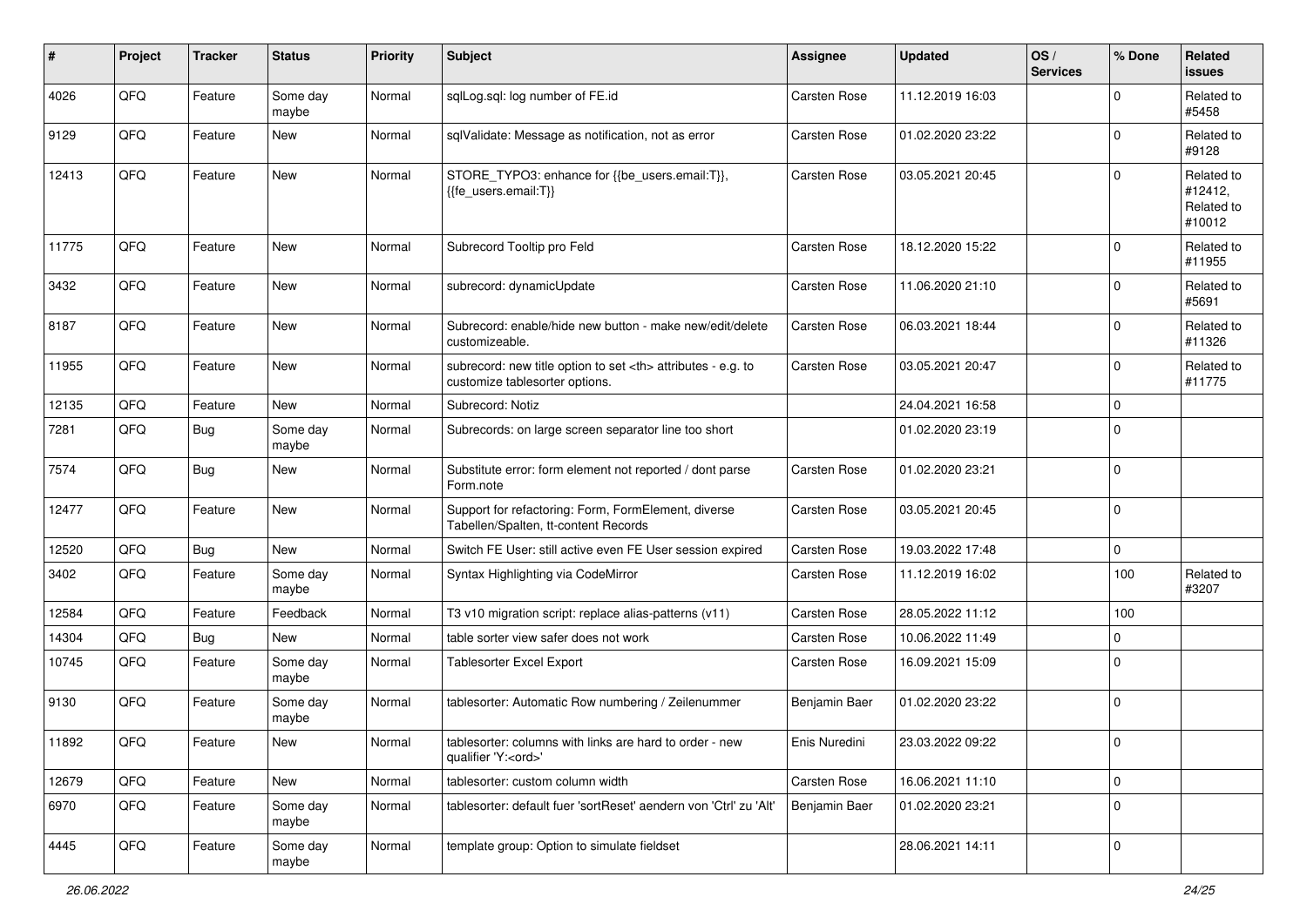| # | Project | Tracker | Status | Priority | Subject | Assignee | Updated | OS / Services | % Done | Related issues |
|---|---|---|---|---|---|---|---|---|---|---|
| 4026 | QFQ | Feature | Some day maybe | Normal | sqlLog.sql: log number of FE.id | Carsten Rose | 11.12.2019 16:03 | | 0 | Related to #5458 |
| 9129 | QFQ | Feature | New | Normal | sqlValidate: Message as notification, not as error | Carsten Rose | 01.02.2020 23:22 | | 0 | Related to #9128 |
| 12413 | QFQ | Feature | New | Normal | STORE_TYPO3: enhance for {{be_users.email:T}}, {{fe_users.email:T}} | Carsten Rose | 03.05.2021 20:45 | | 0 | Related to #12412, Related to #10012 |
| 11775 | QFQ | Feature | New | Normal | Subrecord Tooltip pro Feld | Carsten Rose | 18.12.2020 15:22 | | 0 | Related to #11955 |
| 3432 | QFQ | Feature | New | Normal | subrecord: dynamicUpdate | Carsten Rose | 11.06.2020 21:10 | | 0 | Related to #5691 |
| 8187 | QFQ | Feature | New | Normal | Subrecord: enable/hide new button - make new/edit/delete customizeable. | Carsten Rose | 06.03.2021 18:44 | | 0 | Related to #11326 |
| 11955 | QFQ | Feature | New | Normal | subrecord: new title option to set <th> attributes - e.g. to customize tablesorter options. | Carsten Rose | 03.05.2021 20:47 | | 0 | Related to #11775 |
| 12135 | QFQ | Feature | New | Normal | Subrecord: Notiz | | 24.04.2021 16:58 | | 0 | |
| 7281 | QFQ | Bug | Some day maybe | Normal | Subrecords: on large screen separator line too short | | 01.02.2020 23:19 | | 0 | |
| 7574 | QFQ | Bug | New | Normal | Substitute error: form element not reported / dont parse Form.note | Carsten Rose | 01.02.2020 23:21 | | 0 | |
| 12477 | QFQ | Feature | New | Normal | Support for refactoring: Form, FormElement, diverse Tabellen/Spalten, tt-content Records | Carsten Rose | 03.05.2021 20:45 | | 0 | |
| 12520 | QFQ | Bug | New | Normal | Switch FE User: still active even FE User session expired | Carsten Rose | 19.03.2022 17:48 | | 0 | |
| 3402 | QFQ | Feature | Some day maybe | Normal | Syntax Highlighting via CodeMirror | Carsten Rose | 11.12.2019 16:02 | | 100 | Related to #3207 |
| 12584 | QFQ | Feature | Feedback | Normal | T3 v10 migration script: replace alias-patterns (v11) | Carsten Rose | 28.05.2022 11:12 | | 100 | |
| 14304 | QFQ | Bug | New | Normal | table sorter view safer does not work | Carsten Rose | 10.06.2022 11:49 | | 0 | |
| 10745 | QFQ | Feature | Some day maybe | Normal | Tablesorter Excel Export | Carsten Rose | 16.09.2021 15:09 | | 0 | |
| 9130 | QFQ | Feature | Some day maybe | Normal | tablesorter: Automatic Row numbering / Zeilenummer | Benjamin Baer | 01.02.2020 23:22 | | 0 | |
| 11892 | QFQ | Feature | New | Normal | tablesorter: columns with links are hard to order - new qualifier 'Y:<ord>' | Enis Nuredini | 23.03.2022 09:22 | | 0 | |
| 12679 | QFQ | Feature | New | Normal | tablesorter: custom column width | Carsten Rose | 16.06.2021 11:10 | | 0 | |
| 6970 | QFQ | Feature | Some day maybe | Normal | tablesorter: default fuer 'sortReset' aendern von 'Ctrl' zu 'Alt' | Benjamin Baer | 01.02.2020 23:21 | | 0 | |
| 4445 | QFQ | Feature | Some day maybe | Normal | template group: Option to simulate fieldset | | 28.06.2021 14:11 | | 0 | |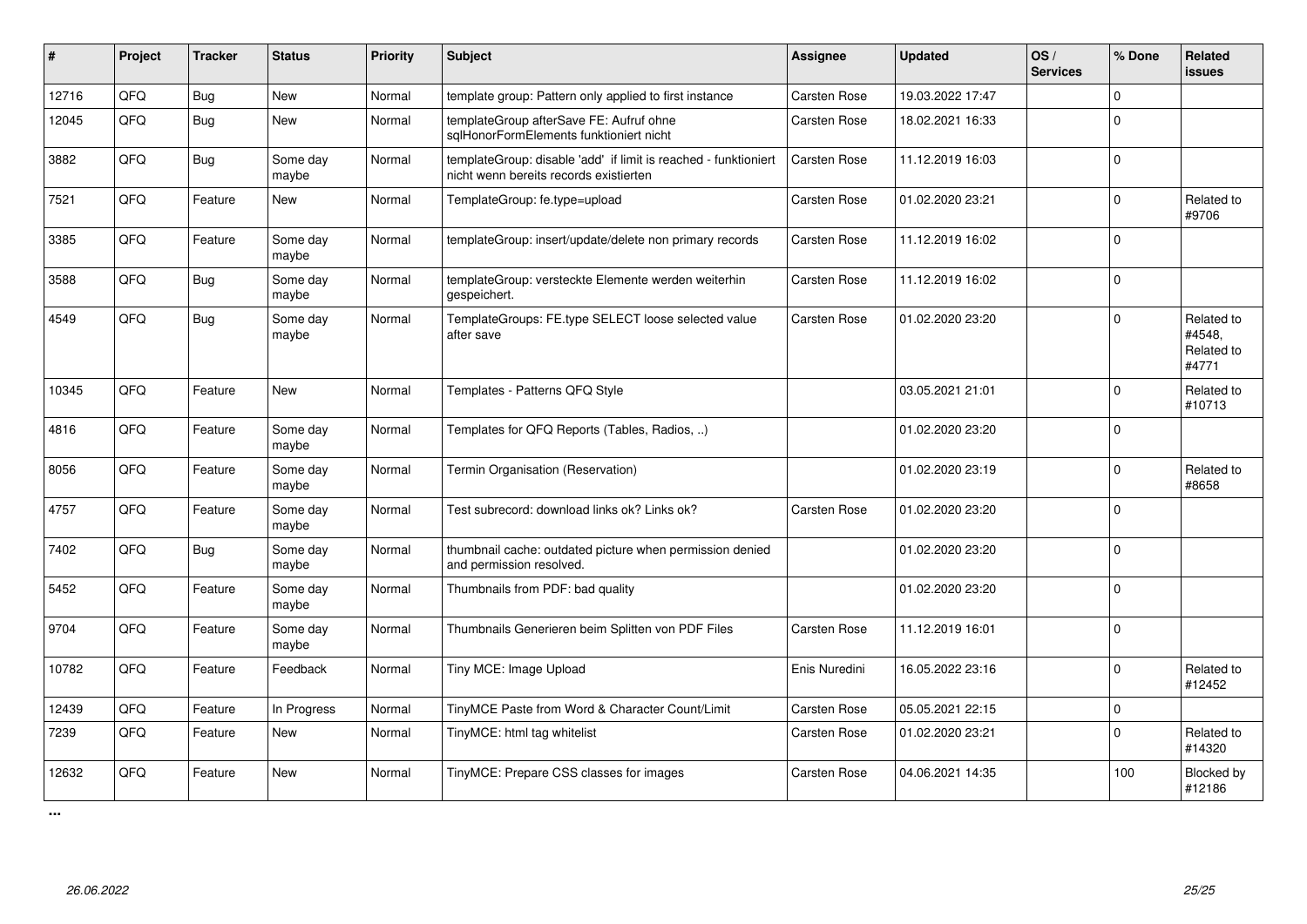| # | Project | Tracker | Status | Priority | Subject | Assignee | Updated | OS / Services | % Done | Related issues |
|---|---|---|---|---|---|---|---|---|---|---|
| 12716 | QFQ | Bug | New | Normal | template group: Pattern only applied to first instance | Carsten Rose | 19.03.2022 17:47 | | 0 | |
| 12045 | QFQ | Bug | New | Normal | templateGroup afterSave FE: Aufruf ohne sqlHonorFormElements funktioniert nicht | Carsten Rose | 18.02.2021 16:33 | | 0 | |
| 3882 | QFQ | Bug | Some day maybe | Normal | templateGroup: disable 'add' if limit is reached - funktioniert nicht wenn bereits records existierten | Carsten Rose | 11.12.2019 16:03 | | 0 | |
| 7521 | QFQ | Feature | New | Normal | TemplateGroup: fe.type=upload | Carsten Rose | 01.02.2020 23:21 | | 0 | Related to #9706 |
| 3385 | QFQ | Feature | Some day maybe | Normal | templateGroup: insert/update/delete non primary records | Carsten Rose | 11.12.2019 16:02 | | 0 | |
| 3588 | QFQ | Bug | Some day maybe | Normal | templateGroup: versteckte Elemente werden weiterhin gespeichert. | Carsten Rose | 11.12.2019 16:02 | | 0 | |
| 4549 | QFQ | Bug | Some day maybe | Normal | TemplateGroups: FE.type SELECT loose selected value after save | Carsten Rose | 01.02.2020 23:20 | | 0 | Related to #4548, Related to #4771 |
| 10345 | QFQ | Feature | New | Normal | Templates - Patterns QFQ Style | | 03.05.2021 21:01 | | 0 | Related to #10713 |
| 4816 | QFQ | Feature | Some day maybe | Normal | Templates for QFQ Reports (Tables, Radios, ..) | | 01.02.2020 23:20 | | 0 | |
| 8056 | QFQ | Feature | Some day maybe | Normal | Termin Organisation (Reservation) | | 01.02.2020 23:19 | | 0 | Related to #8658 |
| 4757 | QFQ | Feature | Some day maybe | Normal | Test subrecord: download links ok? Links ok? | Carsten Rose | 01.02.2020 23:20 | | 0 | |
| 7402 | QFQ | Bug | Some day maybe | Normal | thumbnail cache: outdated picture when permission denied and permission resolved. | | 01.02.2020 23:20 | | 0 | |
| 5452 | QFQ | Feature | Some day maybe | Normal | Thumbnails from PDF: bad quality | | 01.02.2020 23:20 | | 0 | |
| 9704 | QFQ | Feature | Some day maybe | Normal | Thumbnails Generieren beim Splitten von PDF Files | Carsten Rose | 11.12.2019 16:01 | | 0 | |
| 10782 | QFQ | Feature | Feedback | Normal | Tiny MCE: Image Upload | Enis Nuredini | 16.05.2022 23:16 | | 0 | Related to #12452 |
| 12439 | QFQ | Feature | In Progress | Normal | TinyMCE Paste from Word & Character Count/Limit | Carsten Rose | 05.05.2021 22:15 | | 0 | |
| 7239 | QFQ | Feature | New | Normal | TinyMCE: html tag whitelist | Carsten Rose | 01.02.2020 23:21 | | 0 | Related to #14320 |
| 12632 | QFQ | Feature | New | Normal | TinyMCE: Prepare CSS classes for images | Carsten Rose | 04.06.2021 14:35 | | 100 | Blocked by #12186 |

...